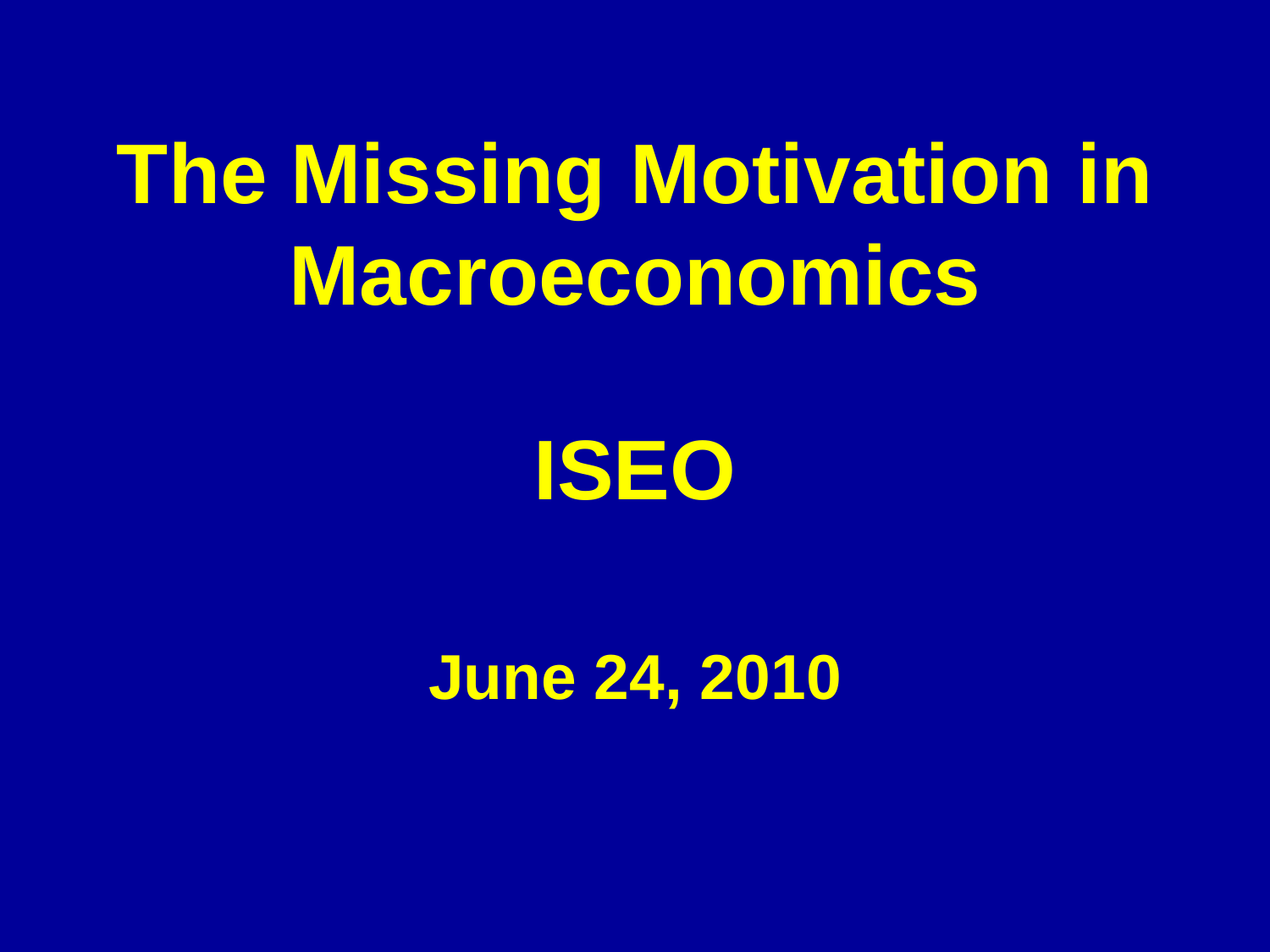# The Missing Motivation in Macroeconomics

## ISEO

### June 24, 2010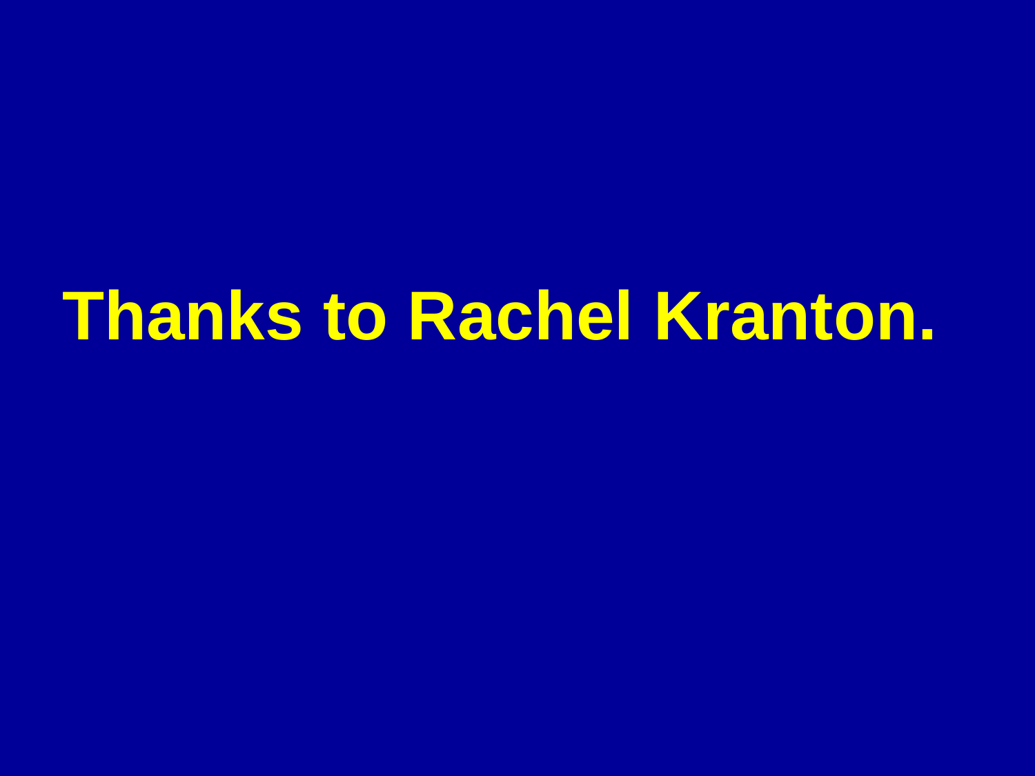# Thanks to Rachel Kranton.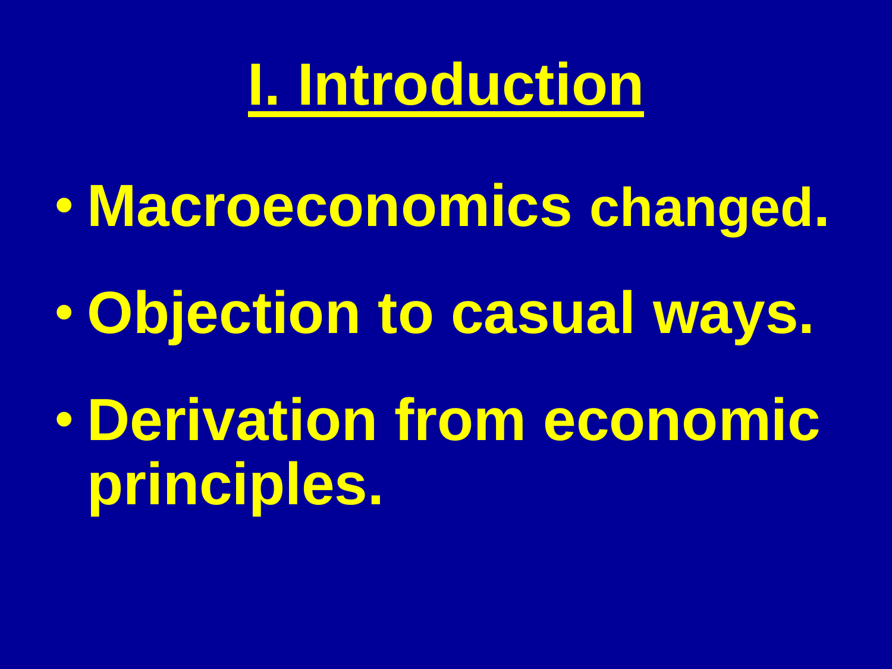# I. Introduction

- **Macroeconomics changed.**
- **Objection to casual ways.**
- **Derivation from economic principles.**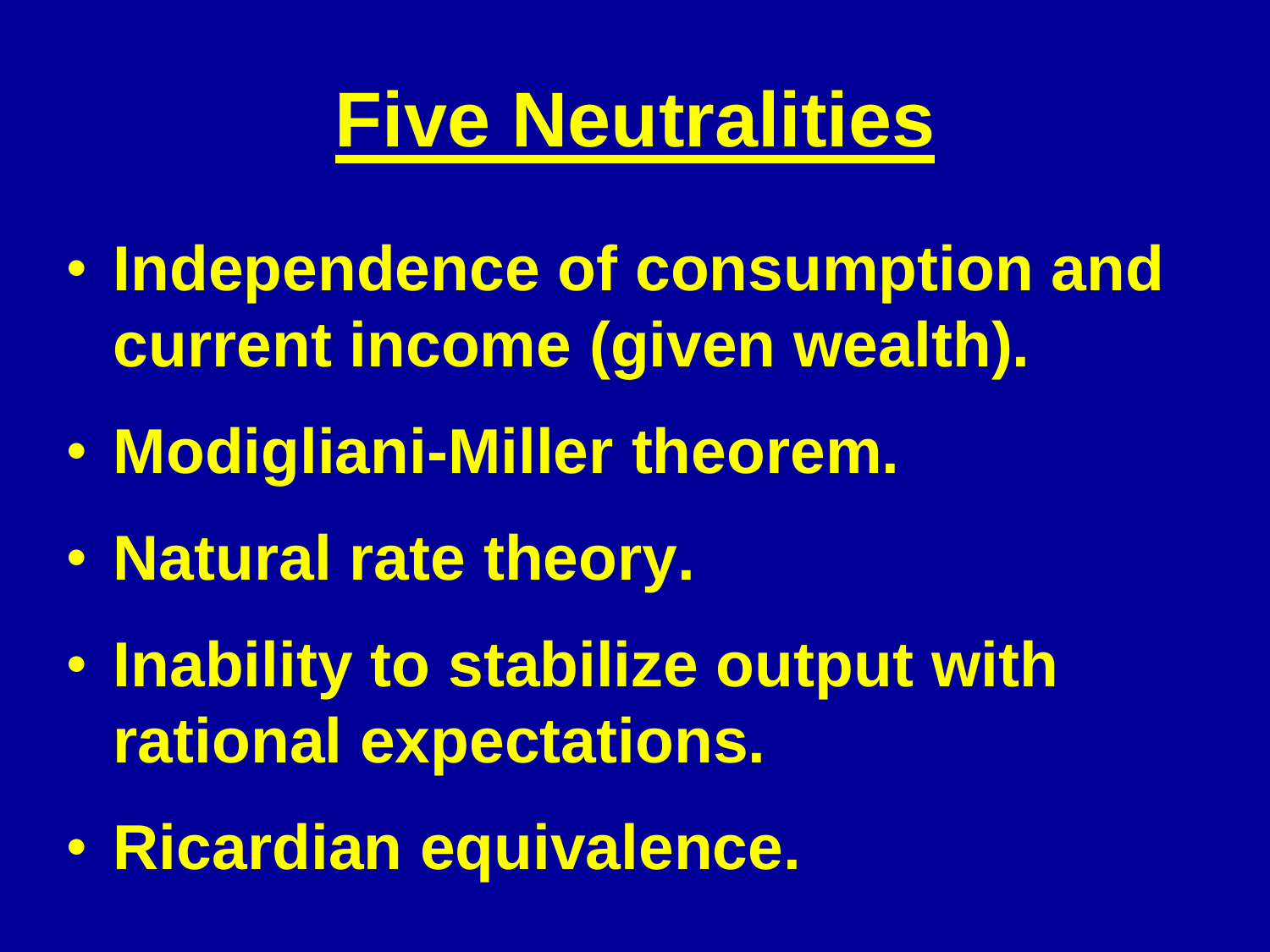# Five Neutralities

- Independence of consumption and current income (given wealth).
- Modigliani-Miller theorem.
- Natural rate theory.
- Inability to stabilize output with rational expectations.
- Ricardian equivalence.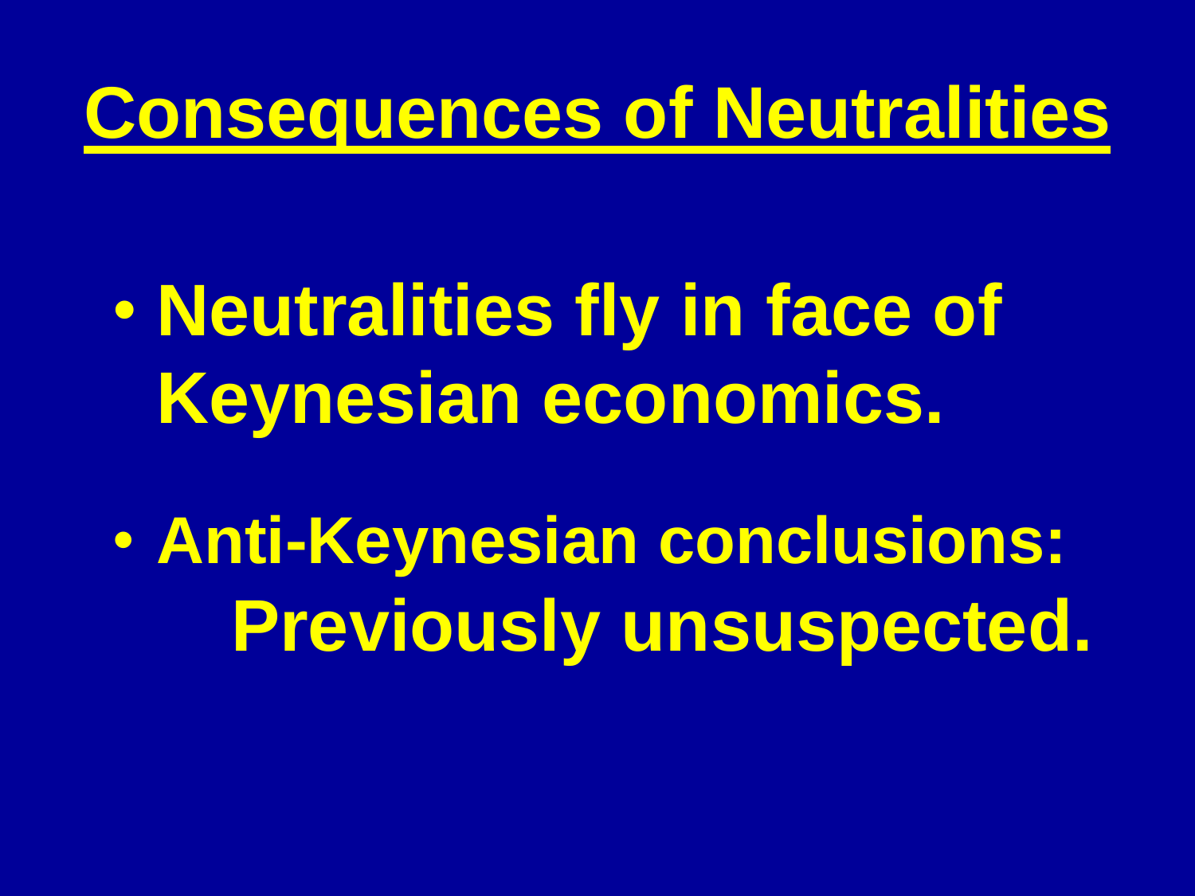# Consequences of Neutralities

- Neutralities fly in face of Keynesian economics.
- Anti-Keynesian conclusions: Previously unsuspected.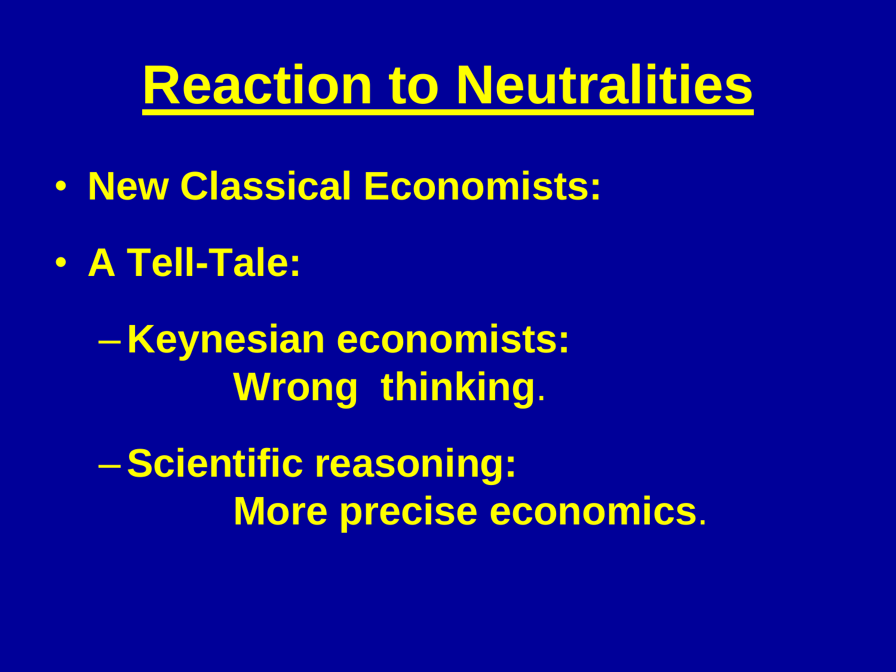# Reaction to Neutralities

- **New Classical Economists:**
- **A Tell-Tale:**
  - **Keynesian economists: Wrong thinking.**
  - **Scientific reasoning: More precise economics.**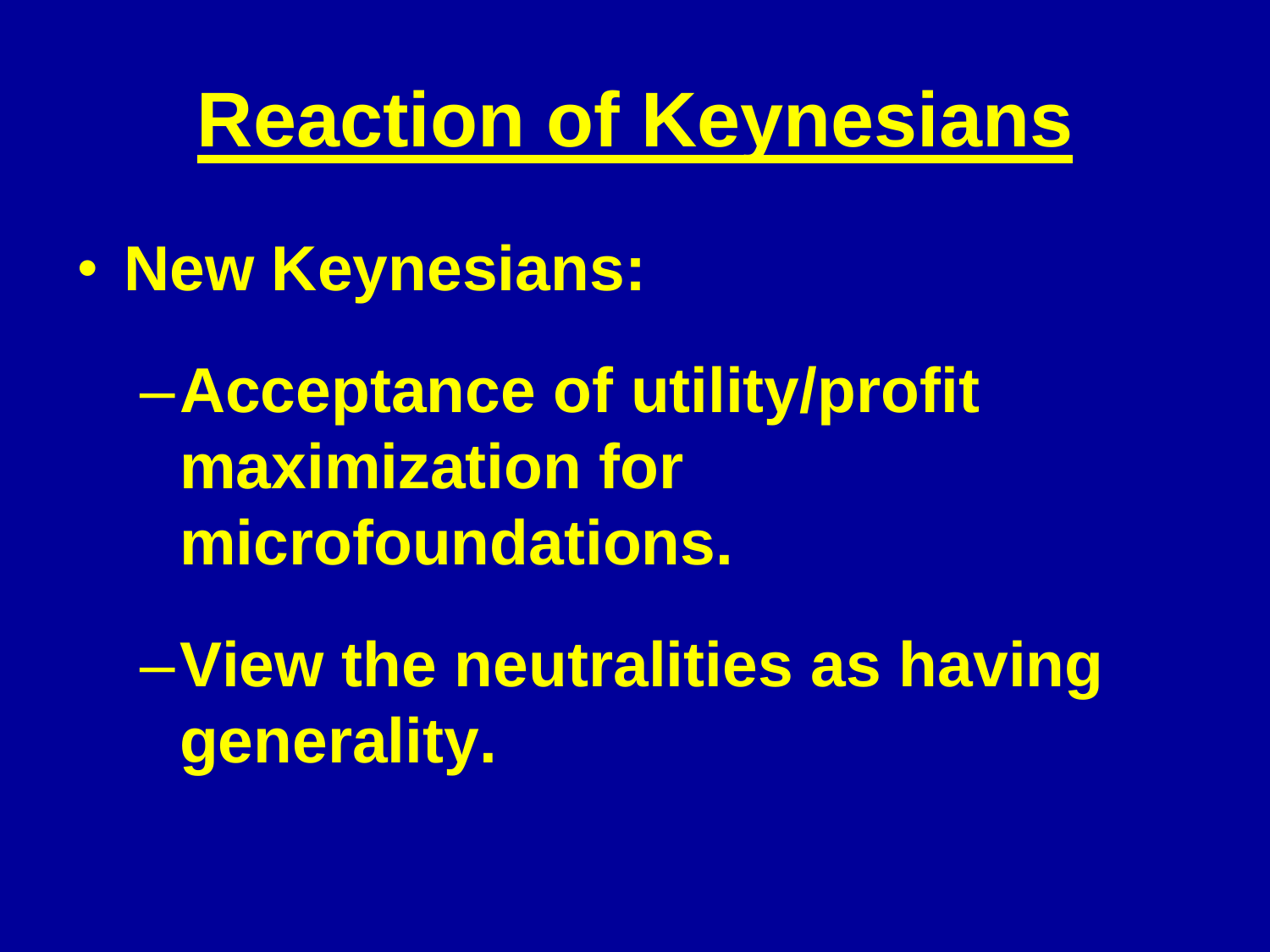# Reaction of Keynesians

- New Keynesians:
  - Acceptance of utility/profit maximization for microfoundations.
  - View the neutralities as having generality.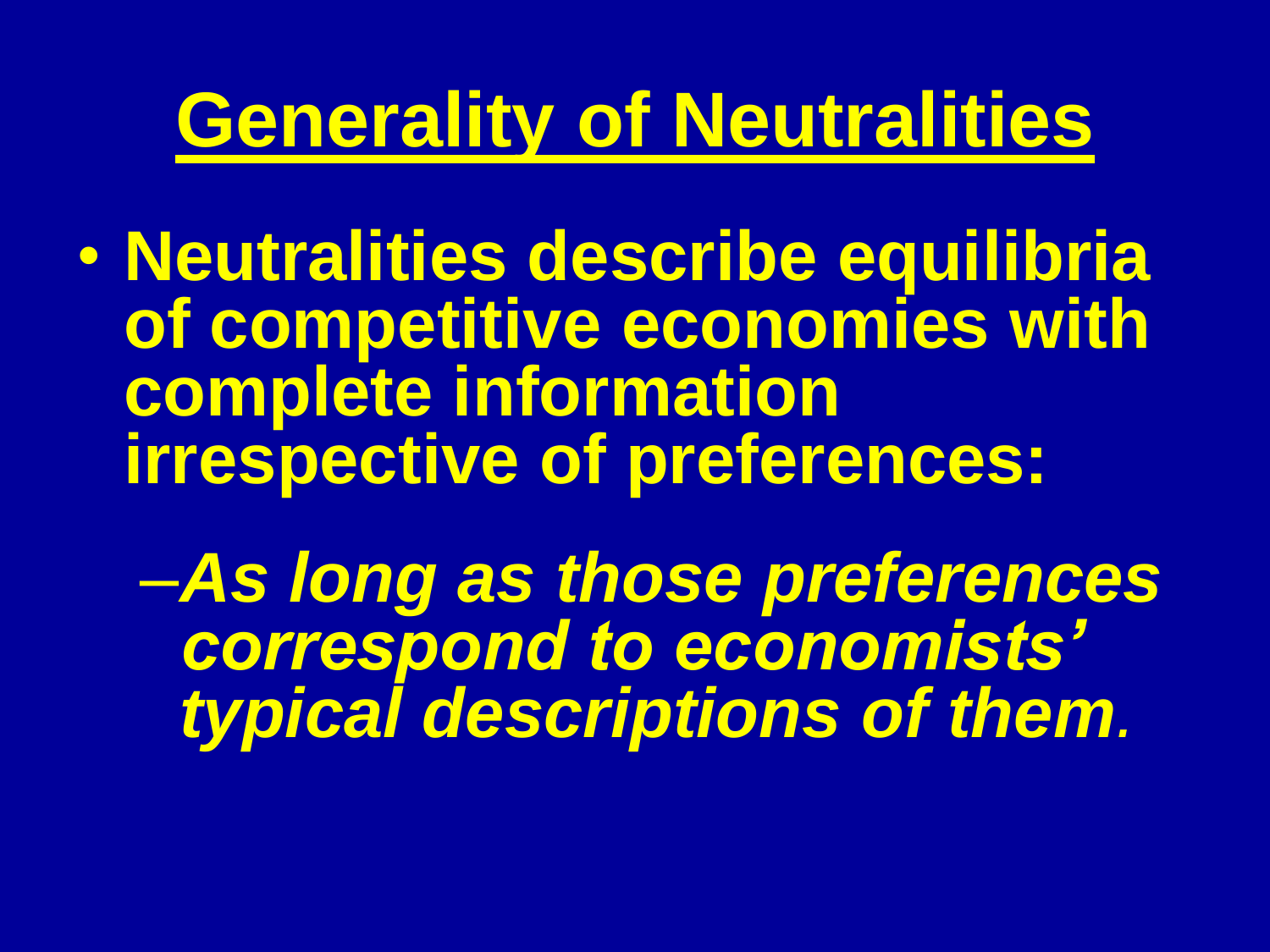# Generality of Neutralities

- **Neutralities describe equilibria of competitive economies with complete information irrespective of preferences:**
  - ***As long as those preferences correspond to economists' typical descriptions of them.***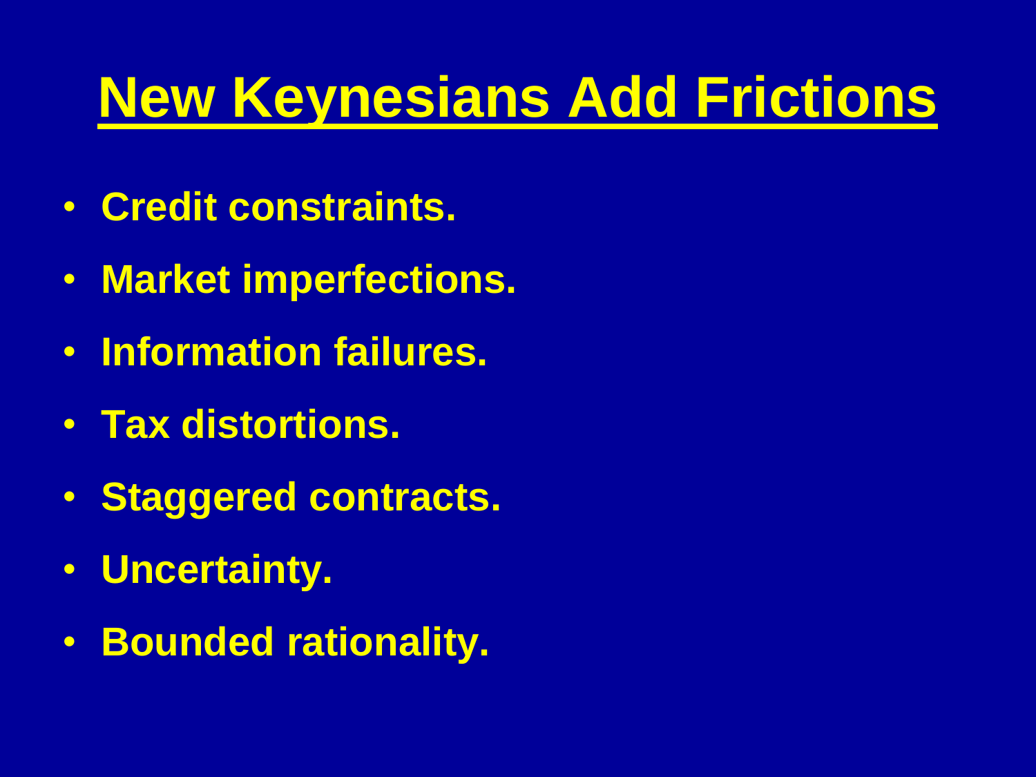# New Keynesians Add Frictions

- **Credit constraints.**
- **Market imperfections.**
- **Information failures.**
- **Tax distortions.**
- **Staggered contracts.**
- **Uncertainty.**
- **Bounded rationality.**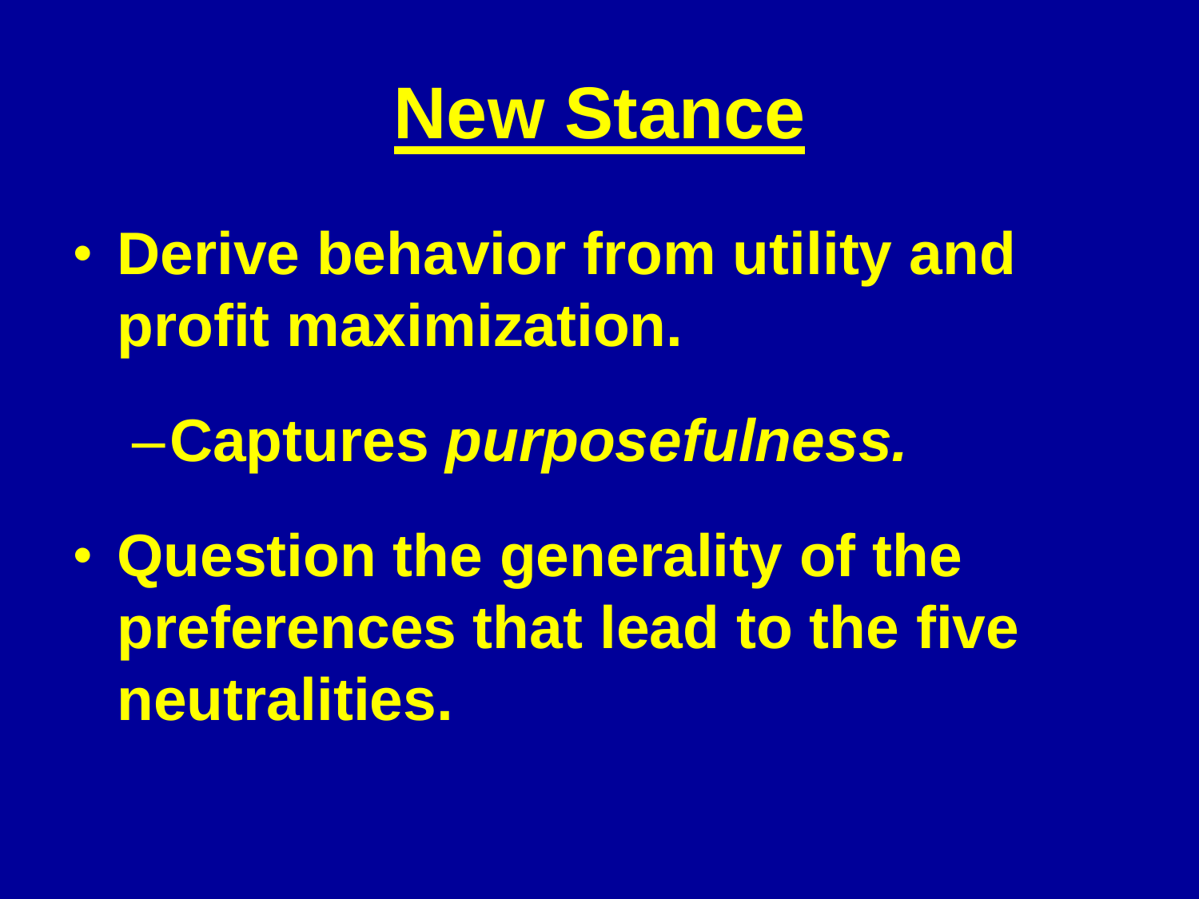# New Stance

- Derive behavior from utility and profit maximization.
  - Captures *purposefulness.*
- Question the generality of the preferences that lead to the five neutralities.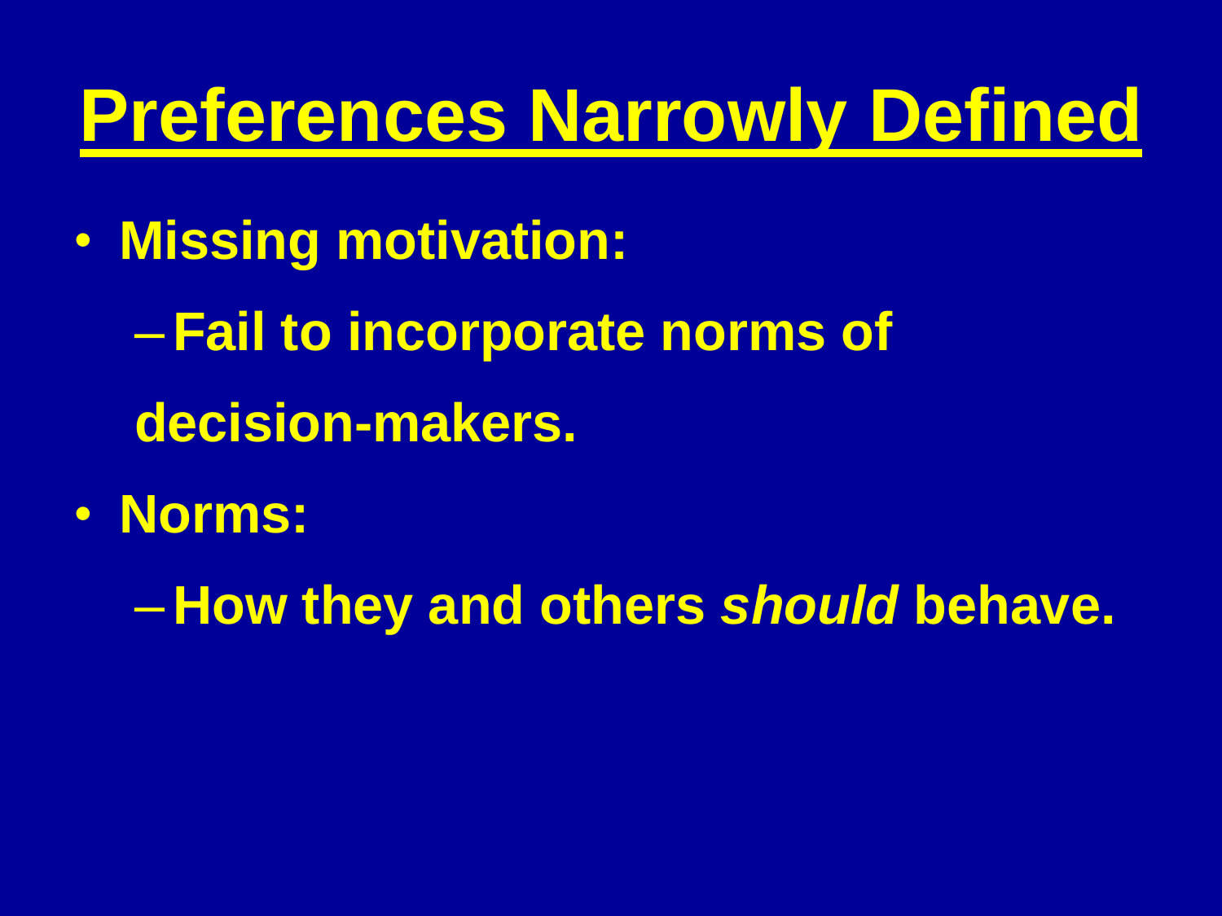# Preferences Narrowly Defined

- **Missing motivation:**
  - **Fail to incorporate norms of decision-makers.**
- **Norms:**
  - **How they and others *should* behave.**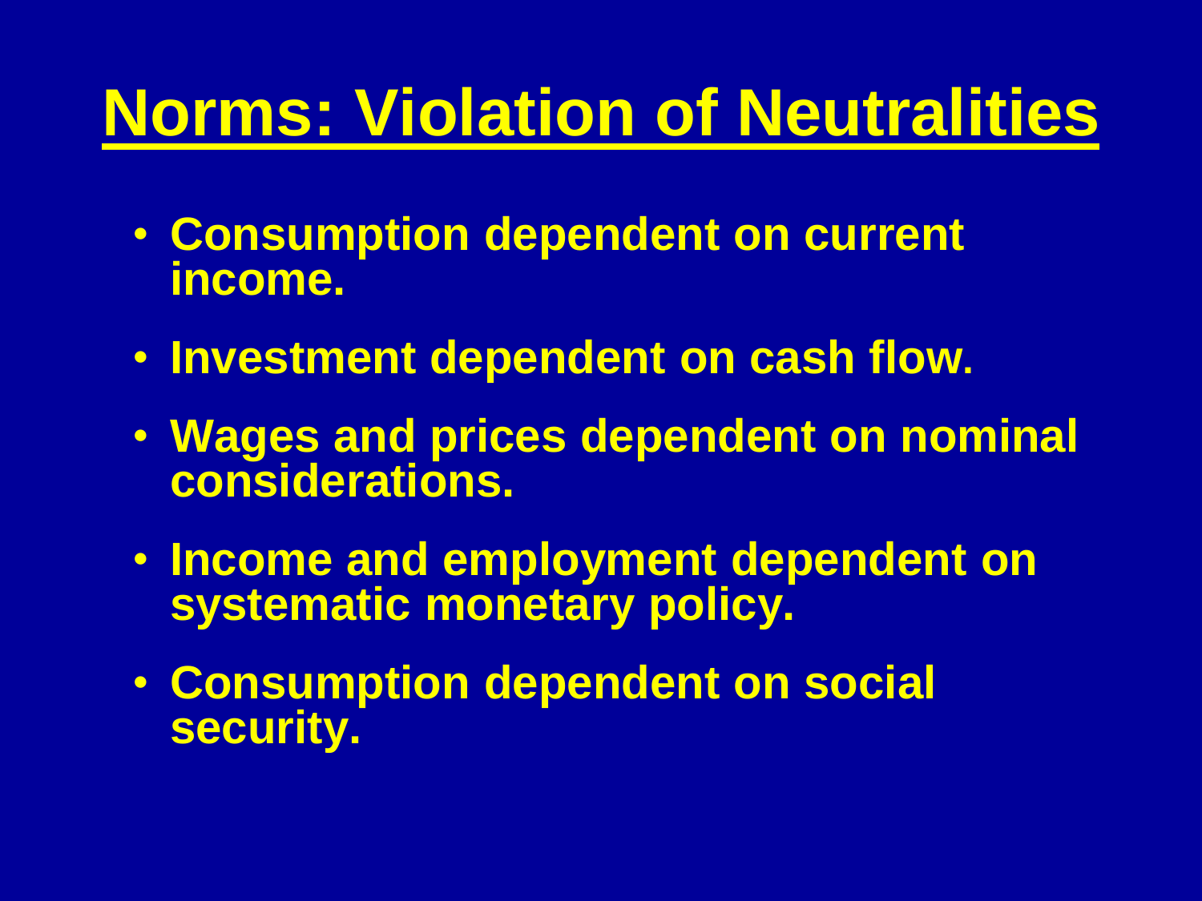# Norms: Violation of Neutralities

- Consumption dependent on current income.
- Investment dependent on cash flow.
- Wages and prices dependent on nominal considerations.
- Income and employment dependent on systematic monetary policy.
- Consumption dependent on social security.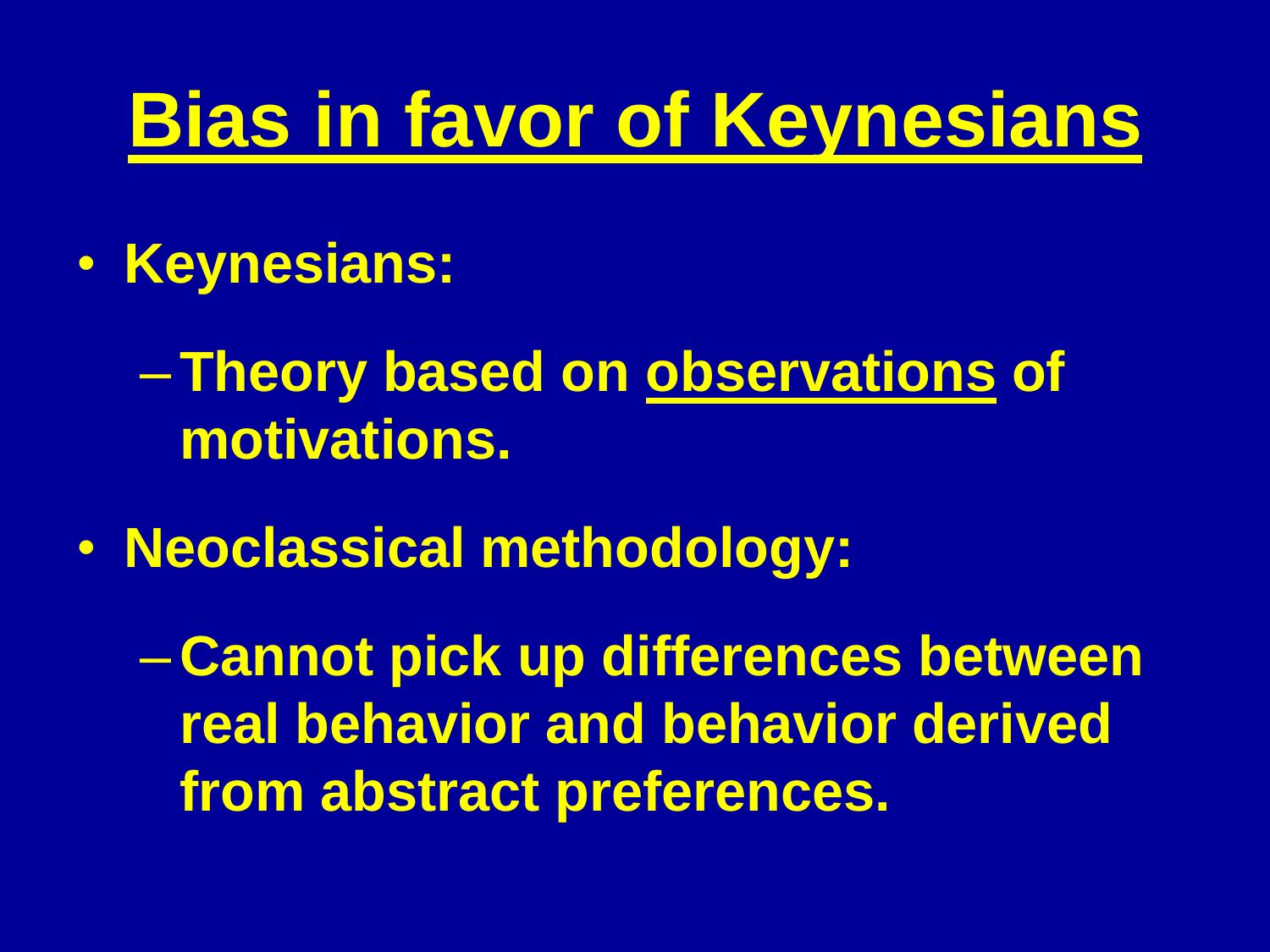# Bias in favor of Keynesians

- **Keynesians:**
  - **Theory based on observations of motivations.**
- **Neoclassical methodology:**
  - **Cannot pick up differences between real behavior and behavior derived from abstract preferences.**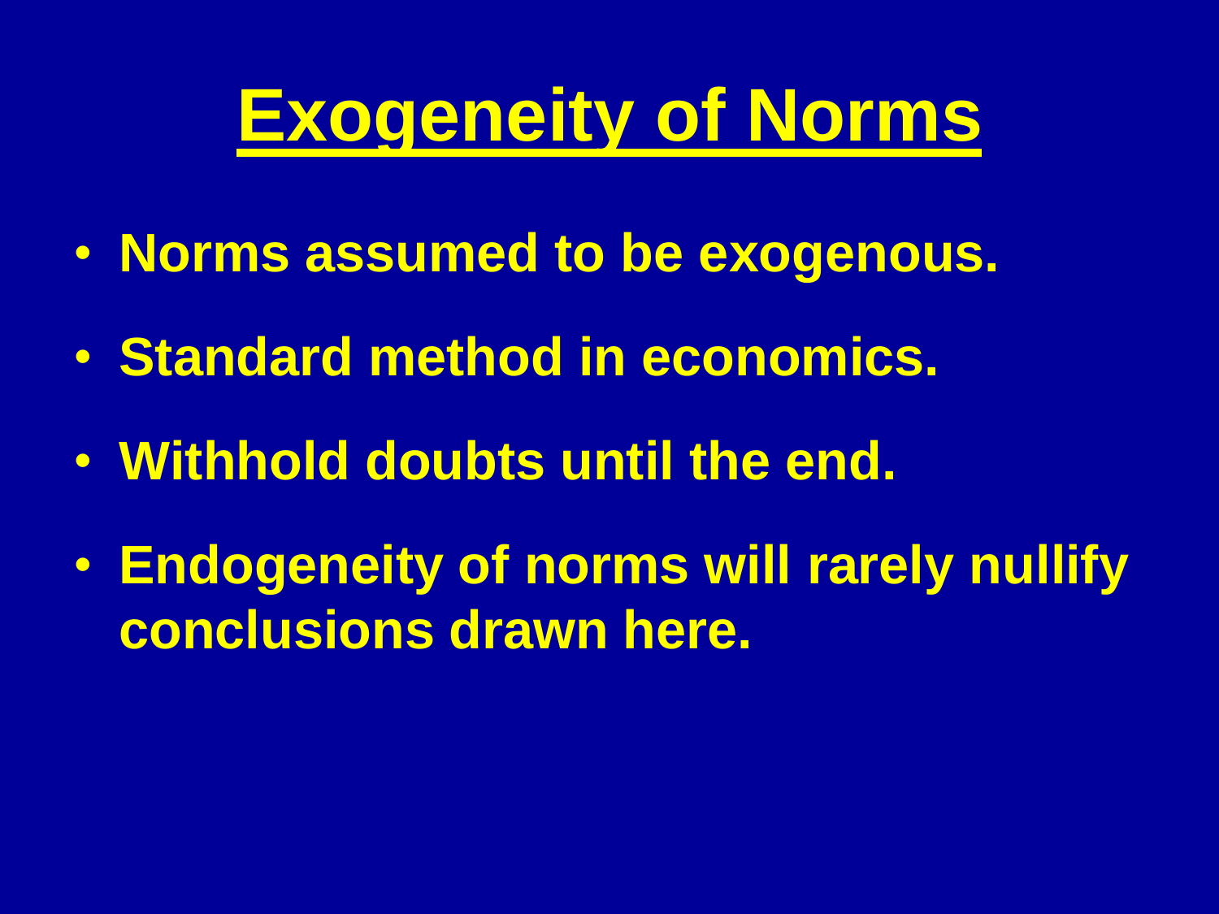# Exogeneity of Norms

- **Norms assumed to be exogenous.**
- **Standard method in economics.**
- **Withhold doubts until the end.**
- **Endogeneity of norms will rarely nullify conclusions drawn here.**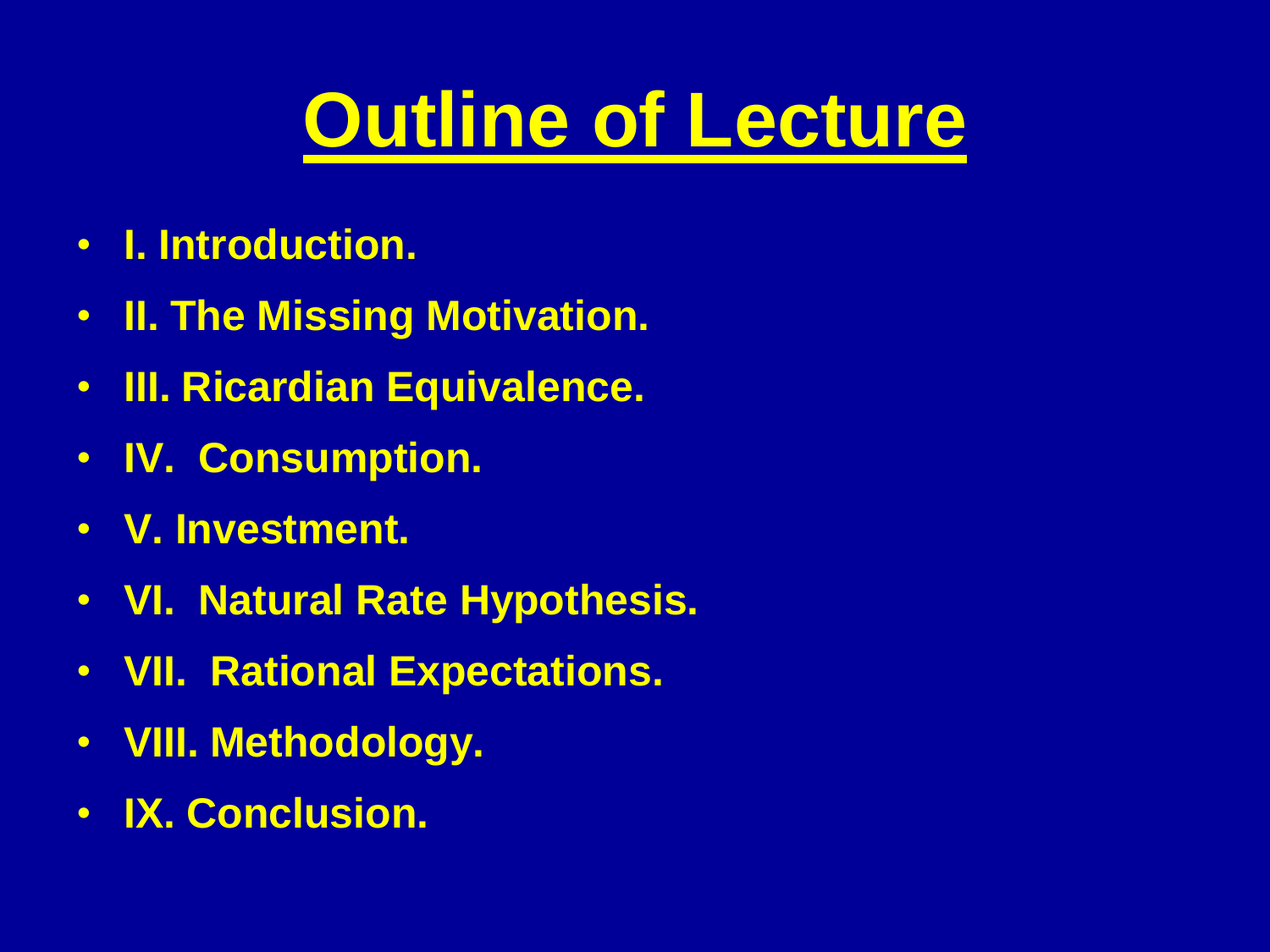# Outline of Lecture

- **I. Introduction.**
- **II. The Missing Motivation.**
- **III. Ricardian Equivalence.**
- **IV. Consumption.**
- **V. Investment.**
- **VI. Natural Rate Hypothesis.**
- **VII. Rational Expectations.**
- **VIII. Methodology.**
- **IX. Conclusion.**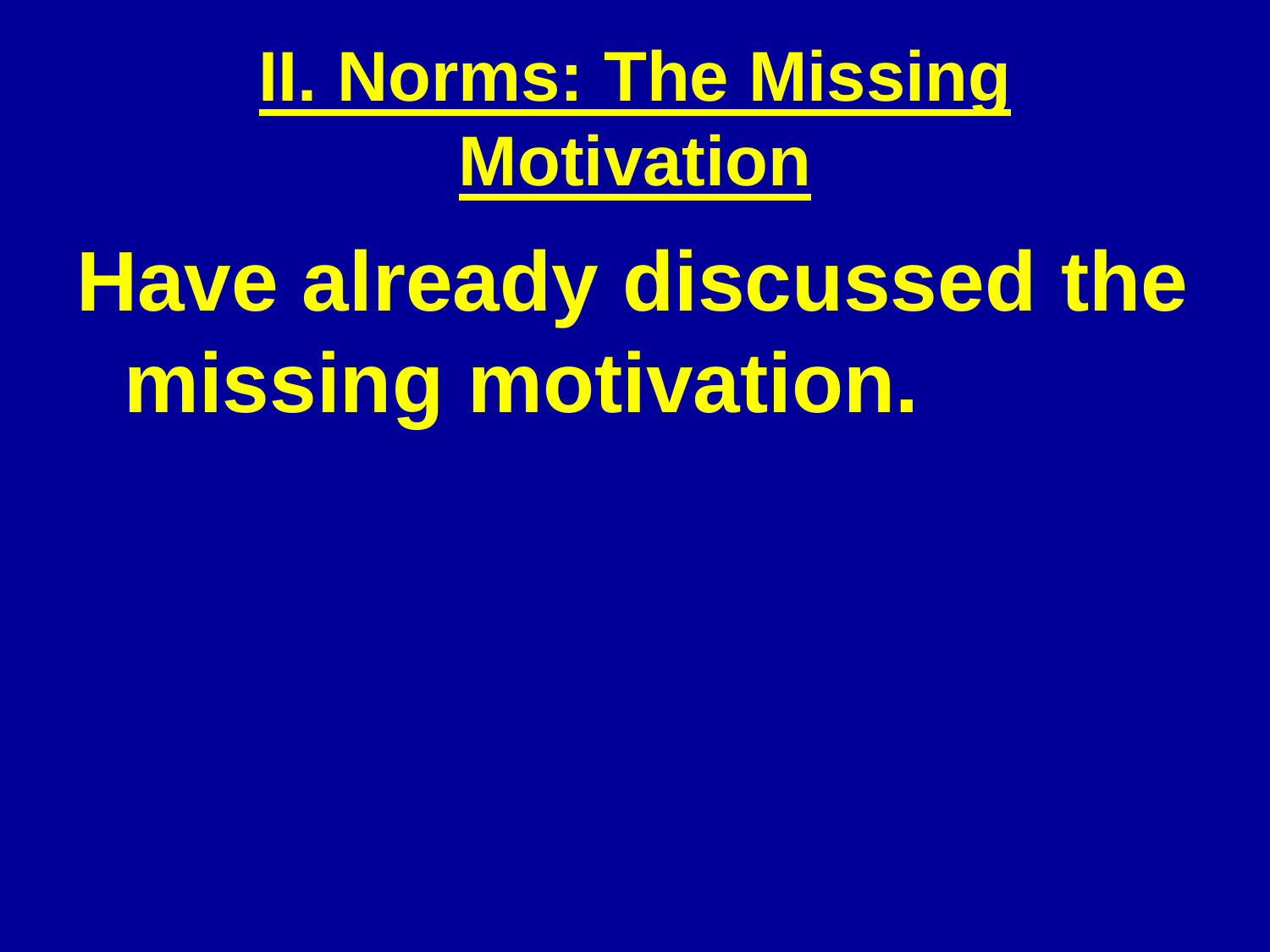# II. Norms: The Missing Motivation

Have already discussed the missing motivation.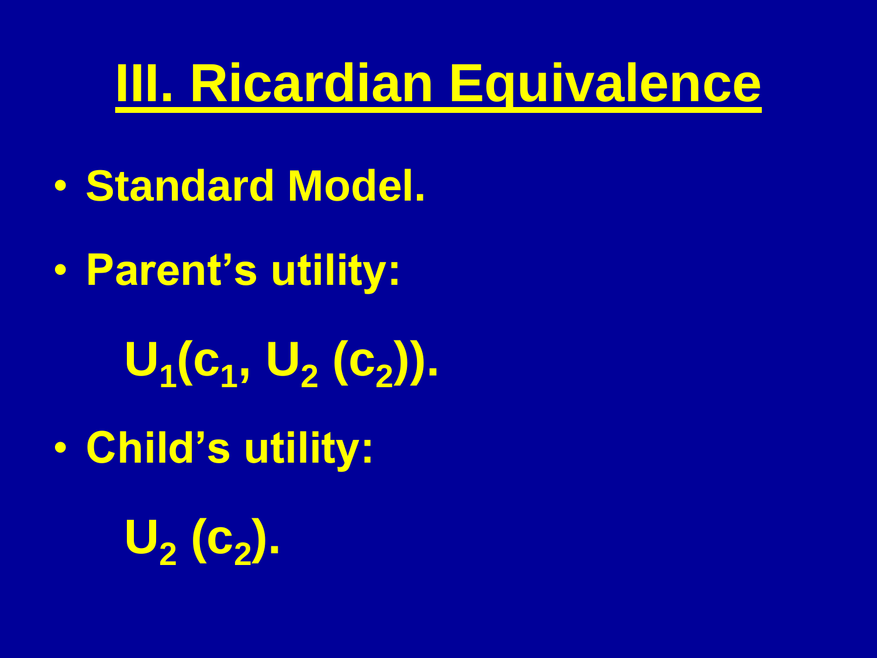# III. Ricardian Equivalence

- Standard Model.
- Parent's utility:

$$U_1(c_1, U_2(c_2)).$$

- Child's utility:

$$U_2(c_2).$$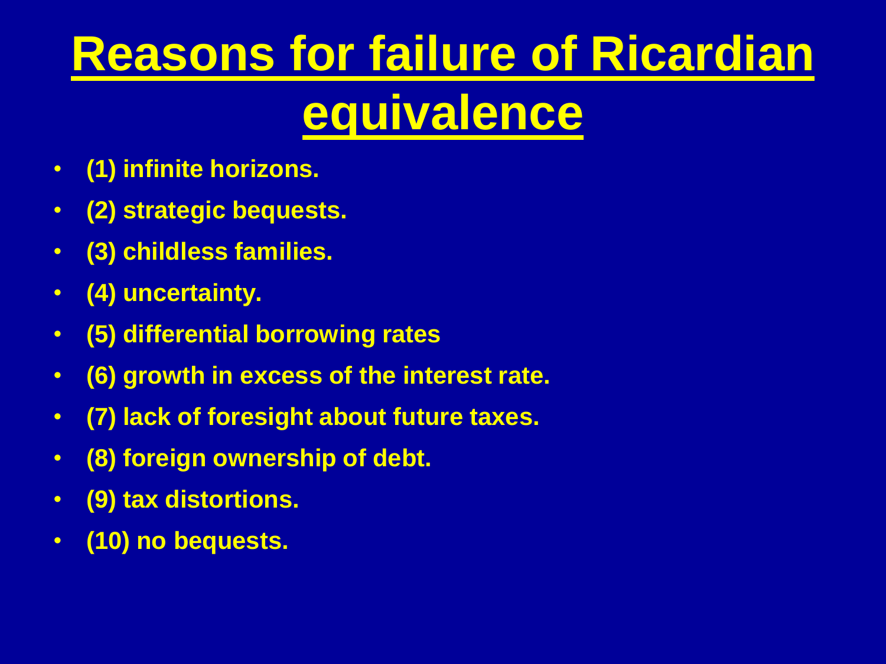# Reasons for failure of Ricardian equivalence

- **(1) infinite horizons.**
- **(2) strategic bequests.**
- **(3) childless families.**
- **(4) uncertainty.**
- **(5) differential borrowing rates**
- **(6) growth in excess of the interest rate.**
- **(7) lack of foresight about future taxes.**
- **(8) foreign ownership of debt.**
- **(9) tax distortions.**
- **(10) no bequests.**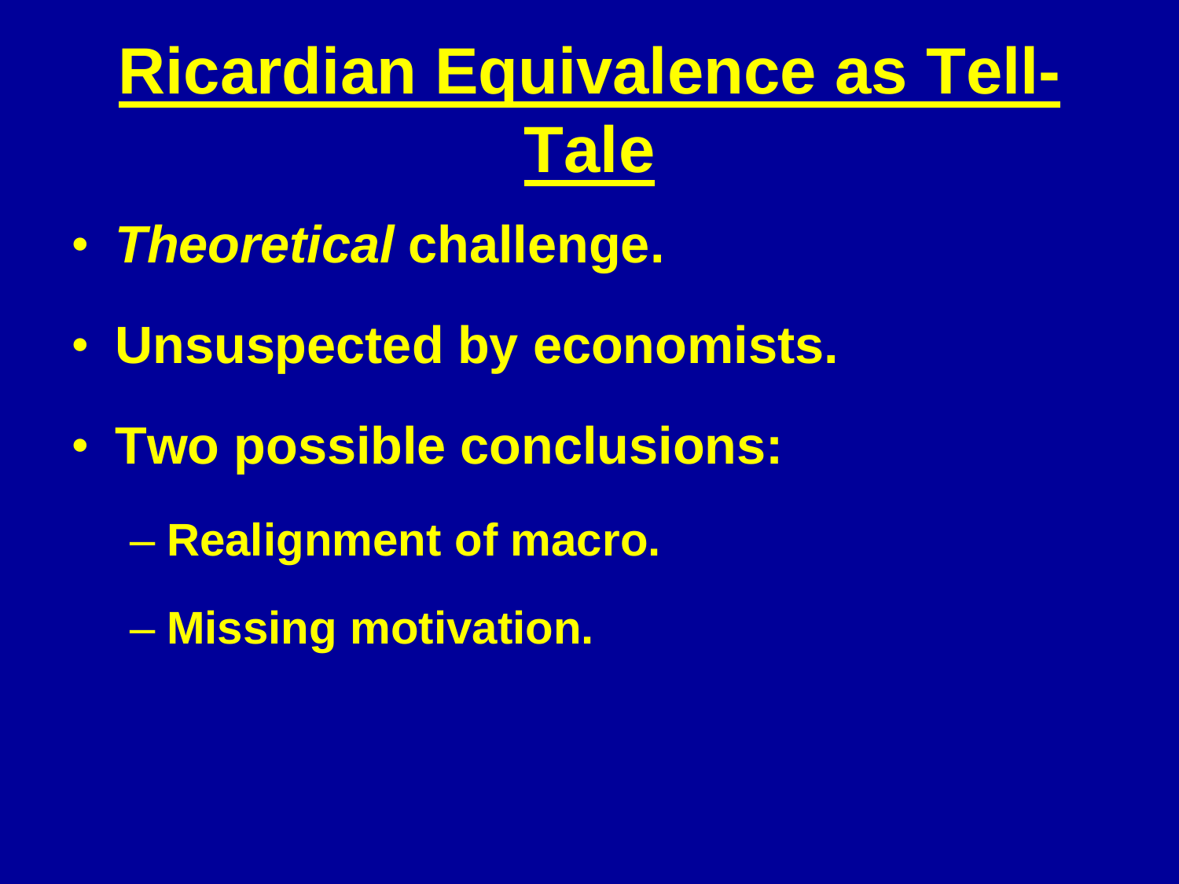# Ricardian Equivalence as Tell-Tale

- *Theoretical* challenge.
- Unsuspected by economists.
- Two possible conclusions:
  - Realignment of macro.
  - Missing motivation.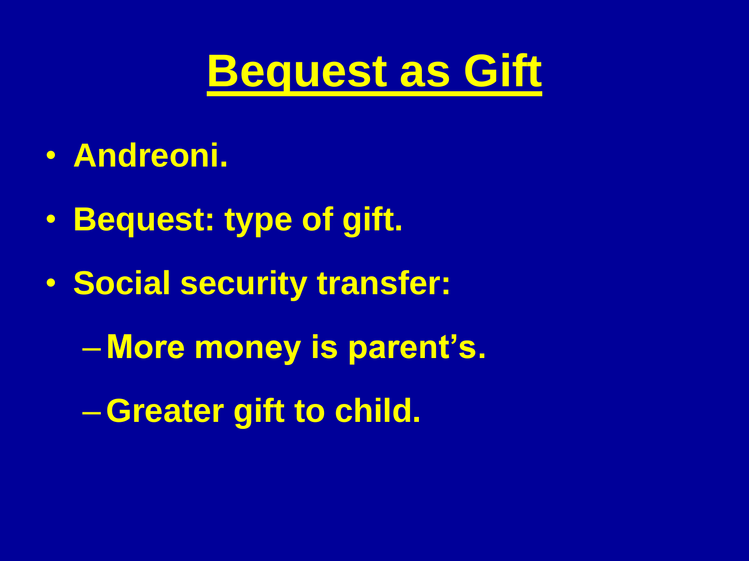# Bequest as Gift

- Andreoni.
- Bequest: type of gift.
- Social security transfer:
  - More money is parent's.
  - Greater gift to child.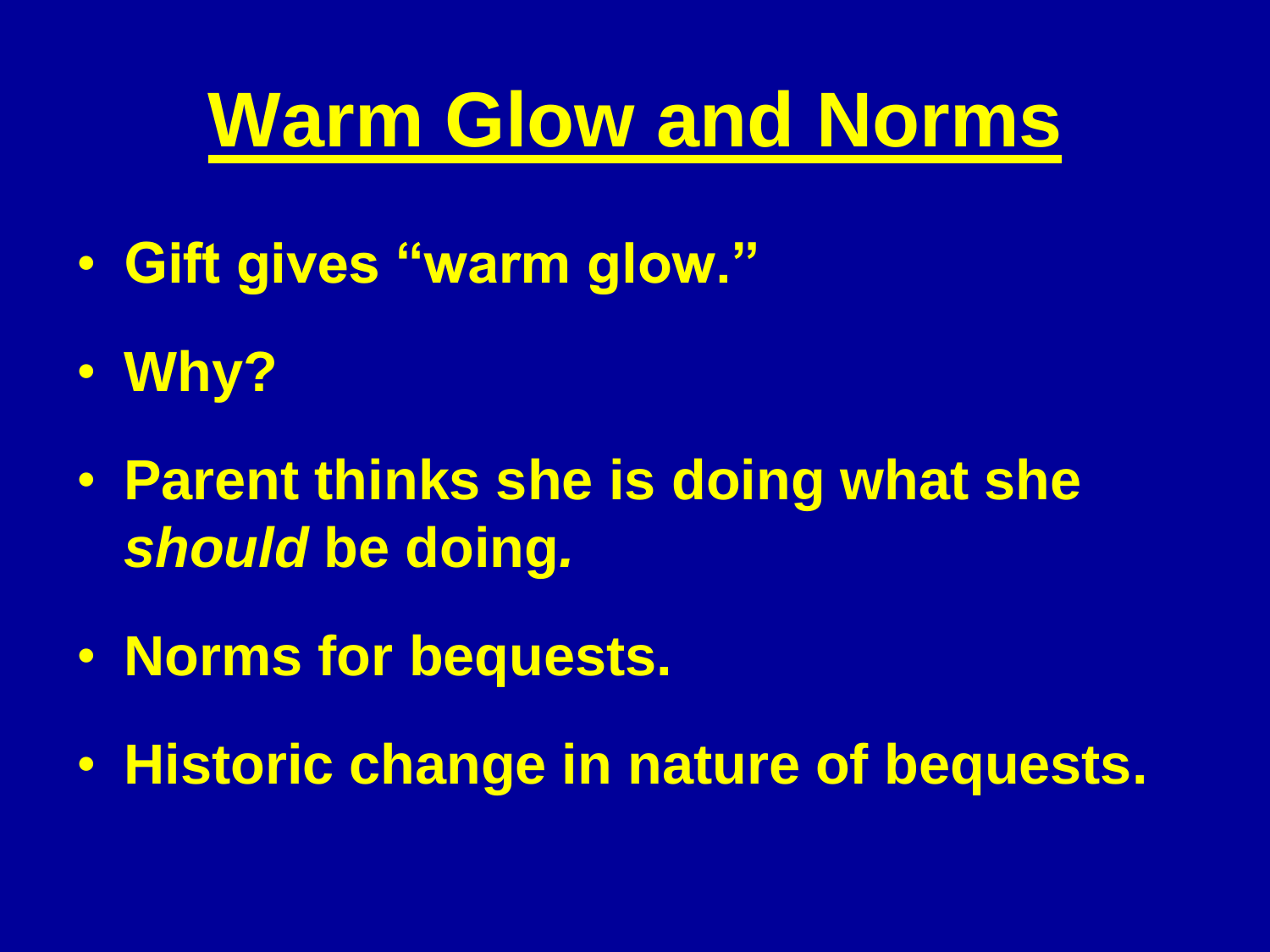# Warm Glow and Norms

- **Gift gives "warm glow."**
- **Why?**
- **Parent thinks she is doing what she *should* be doing.**
- **Norms for bequests.**
- **Historic change in nature of bequests.**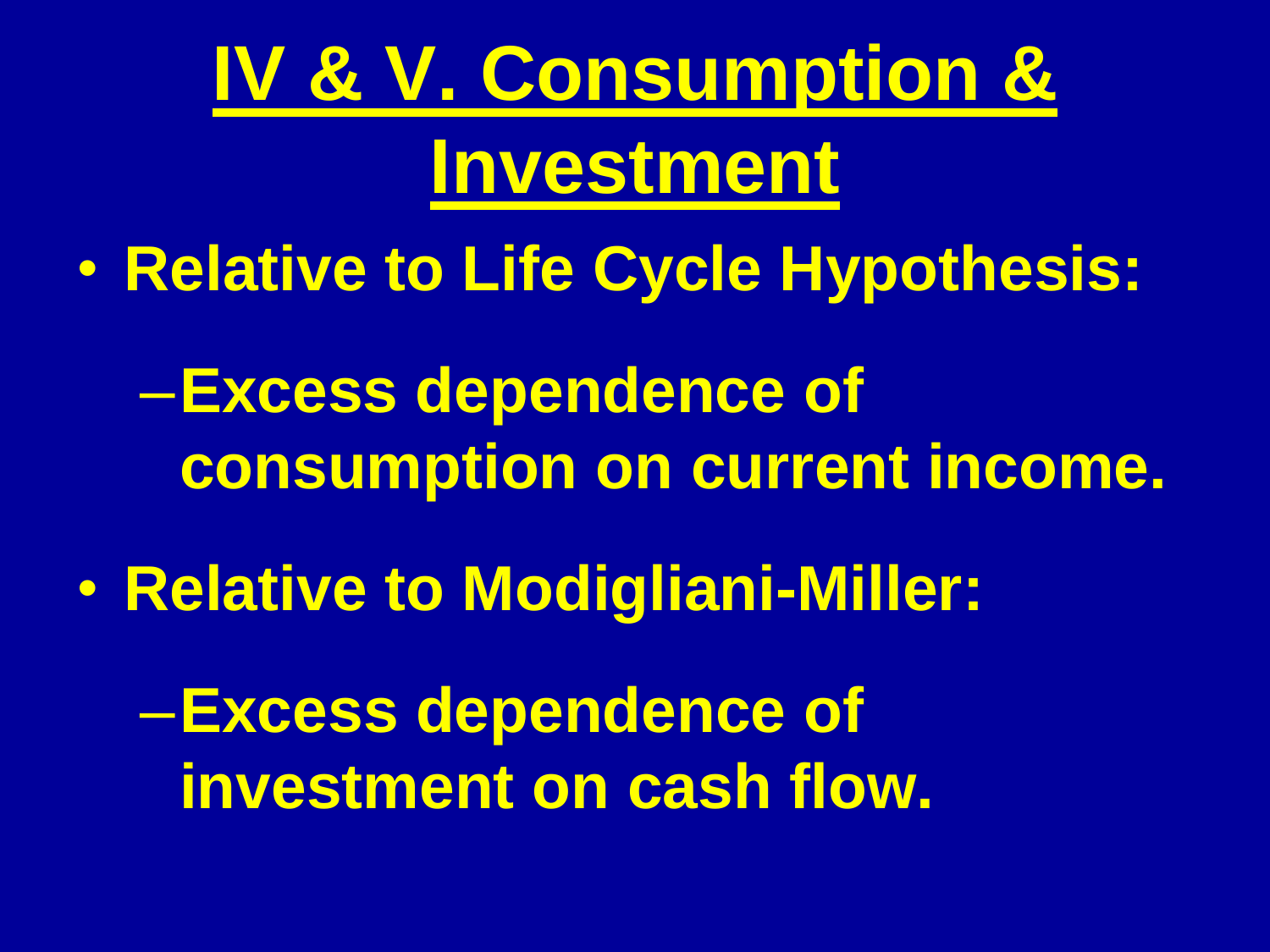# IV & V. Consumption & Investment

- **Relative to Life Cycle Hypothesis:**
  - **Excess dependence of consumption on current income.**
- **Relative to Modigliani-Miller:**
  - **Excess dependence of investment on cash flow.**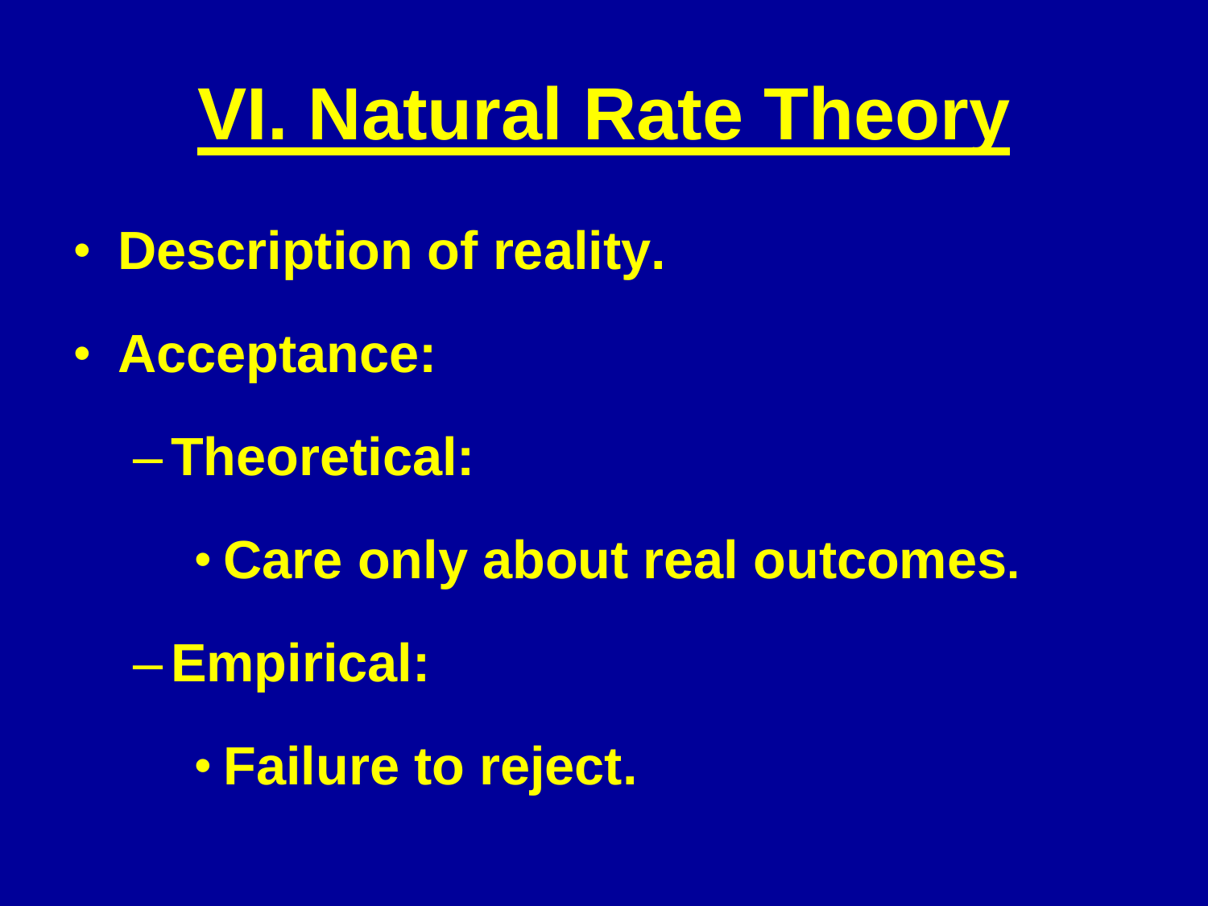# VI. Natural Rate Theory

- Description of reality.
- Acceptance:
  - Theoretical:
    - Care only about real outcomes.
  - Empirical:
    - Failure to reject.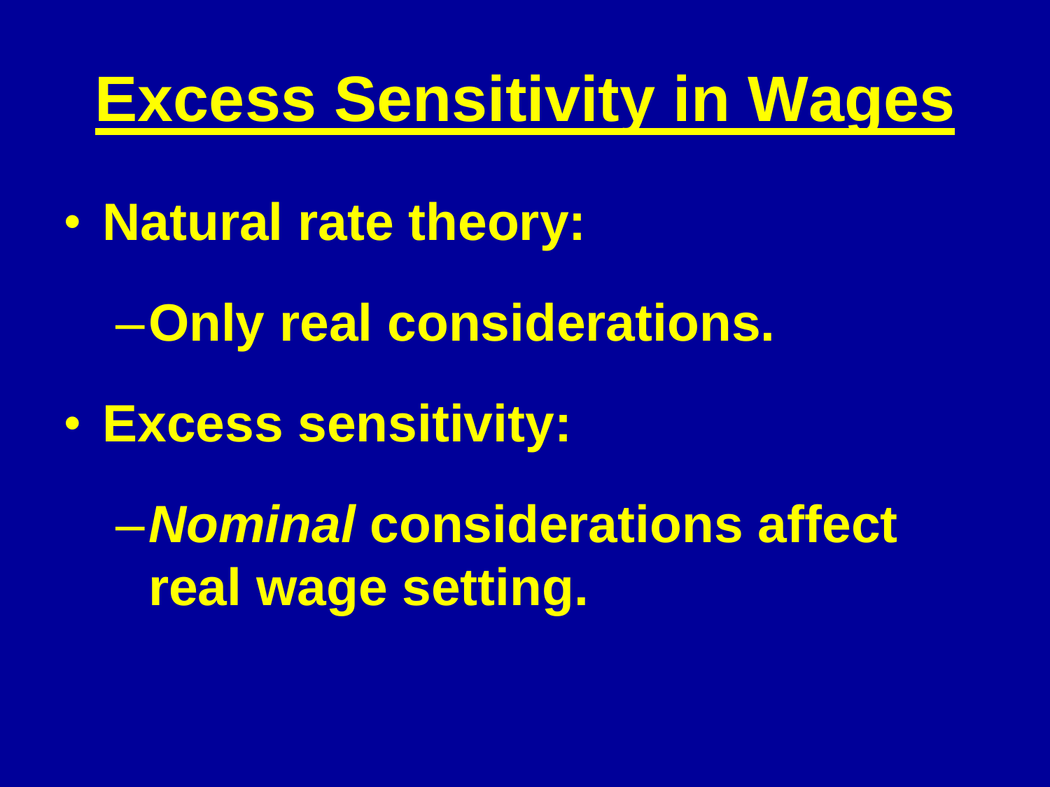# Excess Sensitivity in Wages

- **Natural rate theory:**
  - **Only real considerations.**
- **Excess sensitivity:**
  - ***Nominal* considerations affect real wage setting.**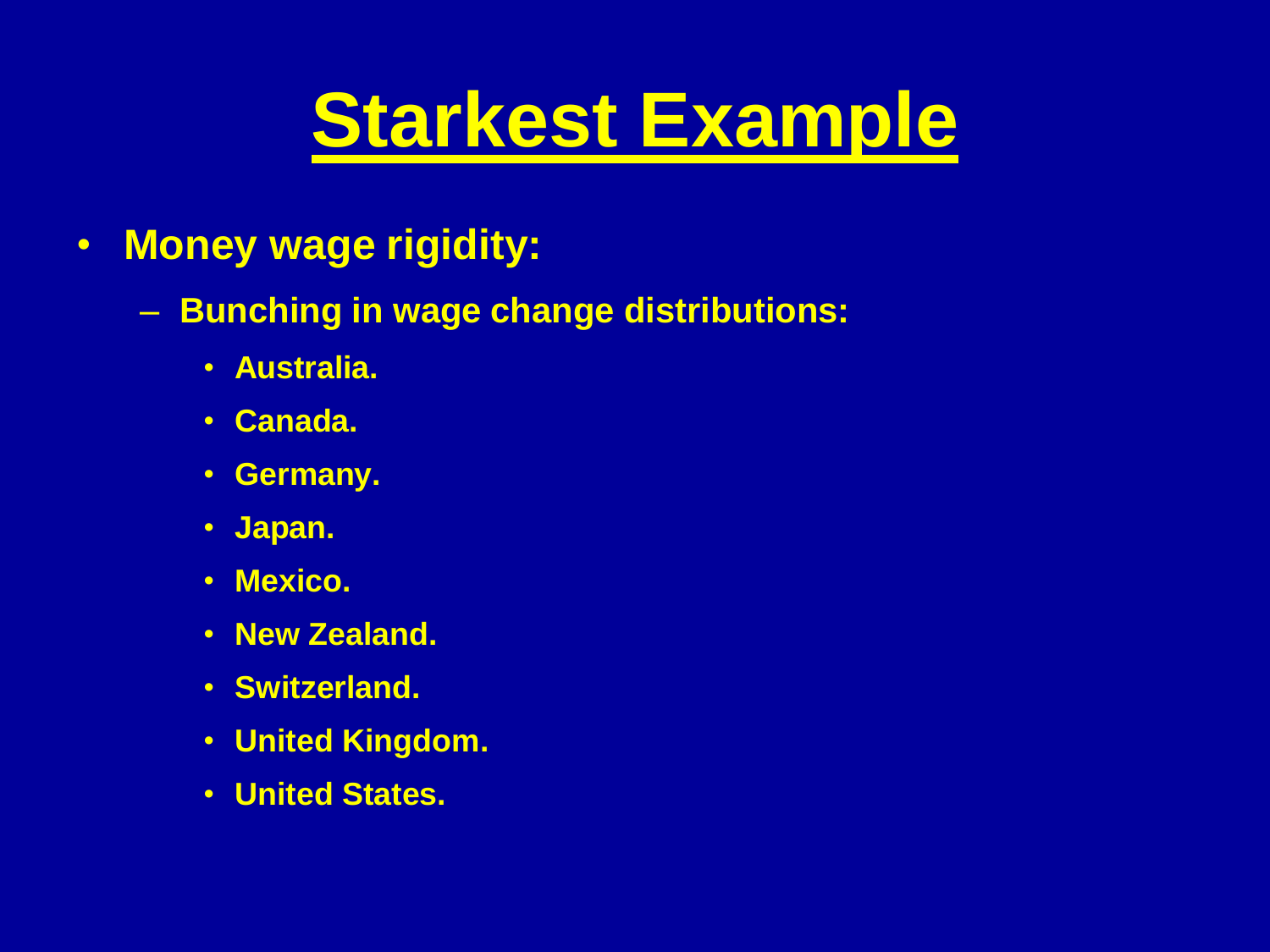# Starkest Example

- **Money wage rigidity:**
  - **Bunching in wage change distributions:**
    - **Australia.**
    - **Canada.**
    - **Germany.**
    - **Japan.**
    - **Mexico.**
    - **New Zealand.**
    - **Switzerland.**
    - **United Kingdom.**
    - **United States.**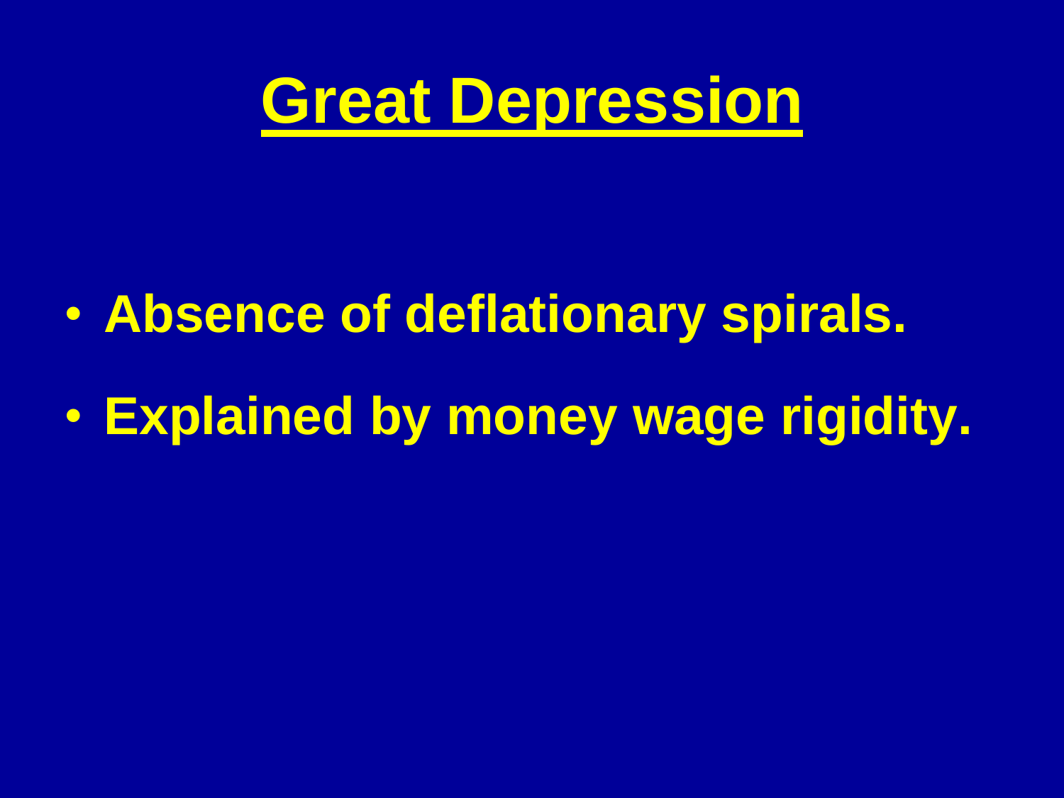# Great Depression

- Absence of deflationary spirals.
- Explained by money wage rigidity.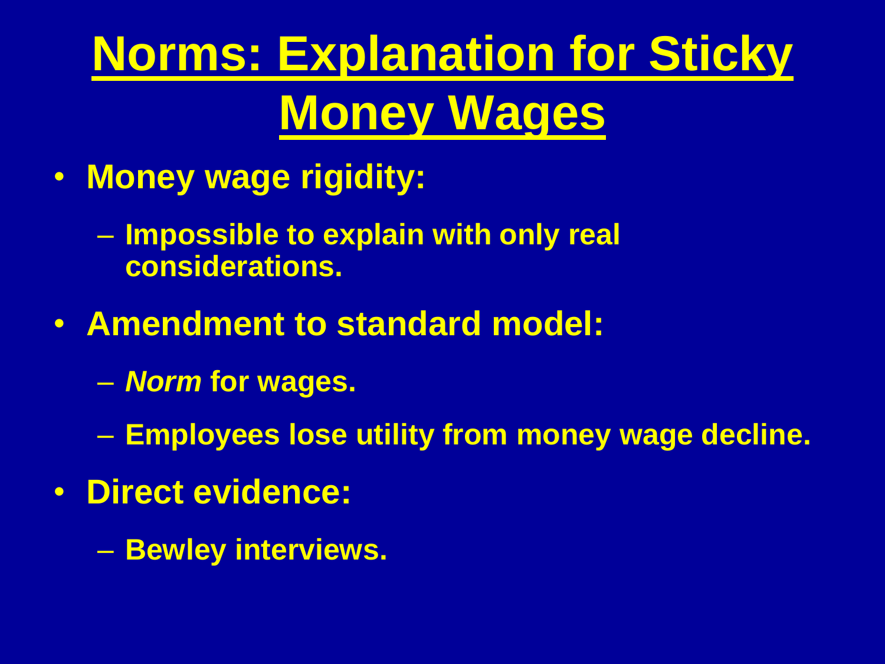# Norms: Explanation for Sticky Money Wages

- **Money wage rigidity:**
  - **Impossible to explain with only real considerations.**
- **Amendment to standard model:**
  - ***Norm* for wages.**
  - **Employees lose utility from money wage decline.**
- **Direct evidence:**
  - **Bewley interviews.**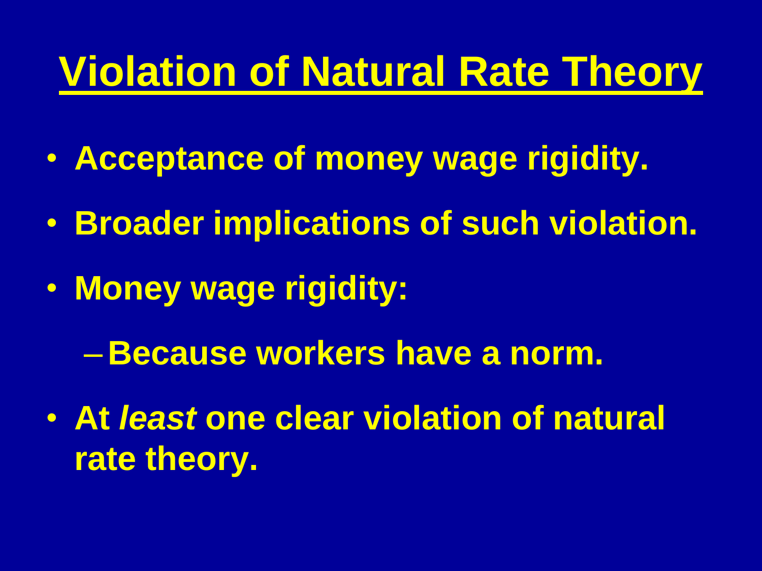# Violation of Natural Rate Theory

- **Acceptance of money wage rigidity.**
- **Broader implications of such violation.**
- **Money wage rigidity:**
  - **Because workers have a norm.**
- **At *least* one clear violation of natural rate theory.**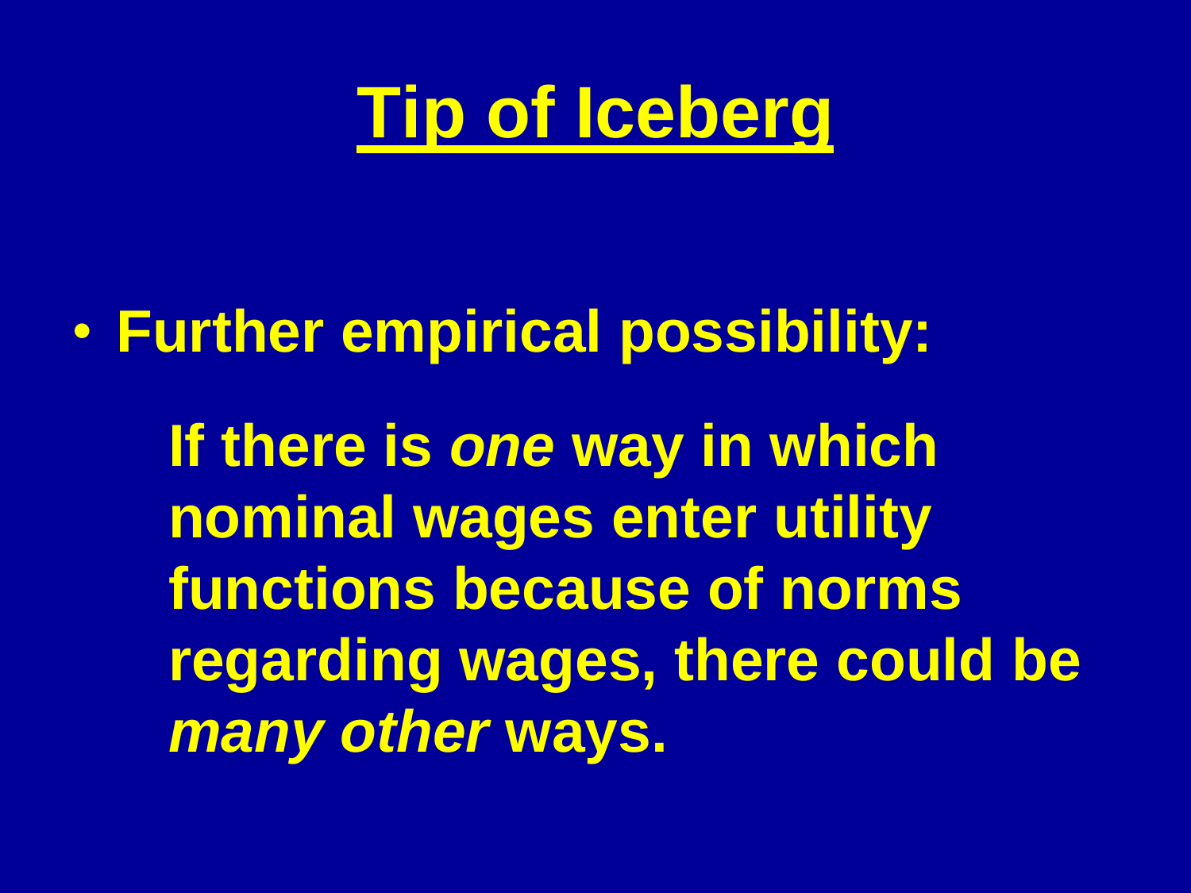# Tip of Iceberg

- **Further empirical possibility:**

  **If there is *one* way in which nominal wages enter utility functions because of norms regarding wages, there could be *many other* ways.**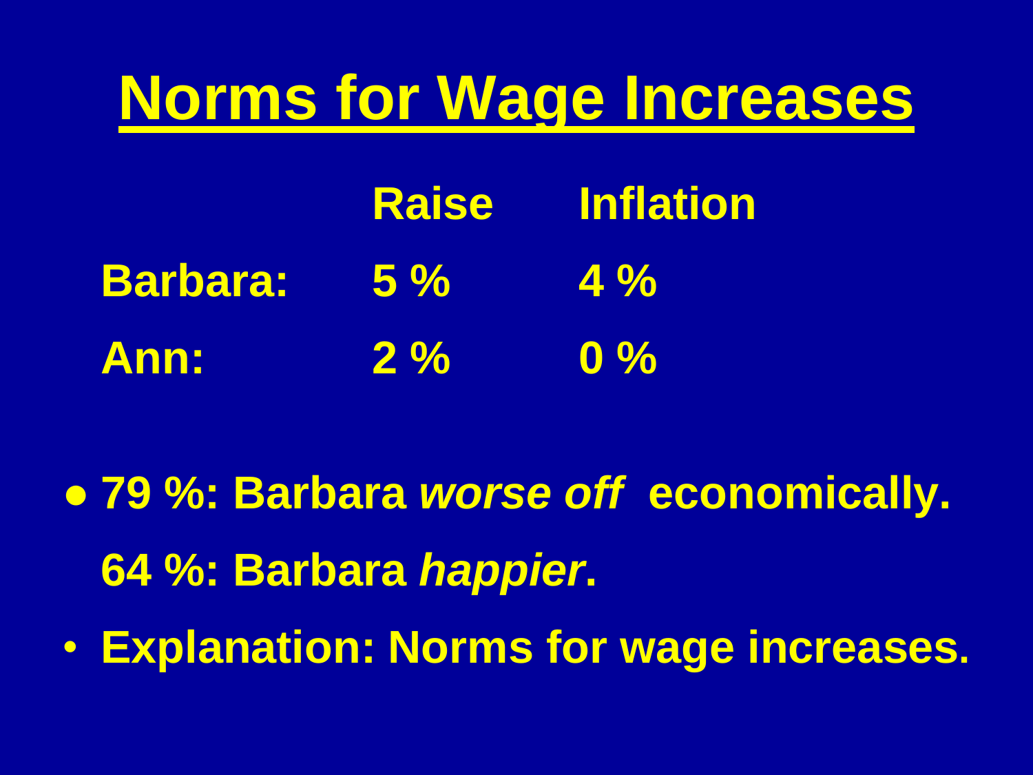# Norms for Wage Increases

| | Raise | Inflation |
|---|---|---|
| Barbara: | 5 % | 4 % |
| Ann: | 2 % | 0 % |

- **79 %: Barbara *worse off* economically.**
  **64 %: Barbara *happier*.**
- **Explanation: Norms for wage increases.**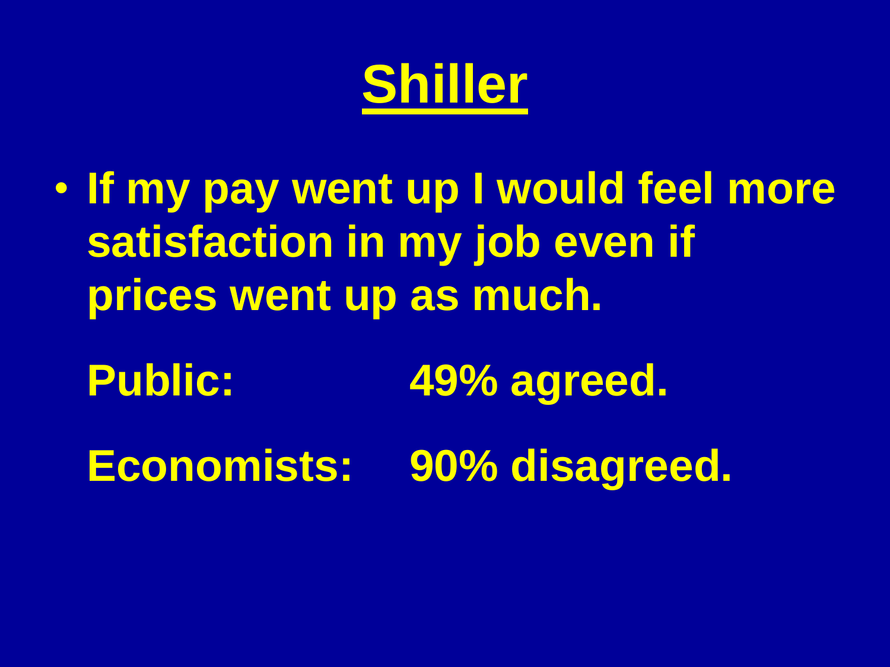# Shiller

- If my pay went up I would feel more satisfaction in my job even if prices went up as much.

| | |
|---|---|
| Public: | 49% agreed. |
| Economists: | 90% disagreed. |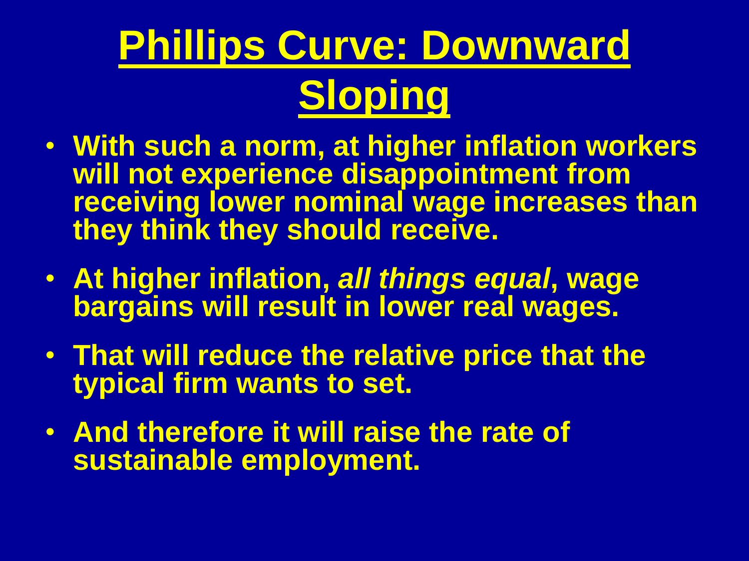# Phillips Curve: Downward Sloping

- **With such a norm, at higher inflation workers will not experience disappointment from receiving lower nominal wage increases than they think they should receive.**
- **At higher inflation, *all things equal*, wage bargains will result in lower real wages.**
- **That will reduce the relative price that the typical firm wants to set.**
- **And therefore it will raise the rate of sustainable employment.**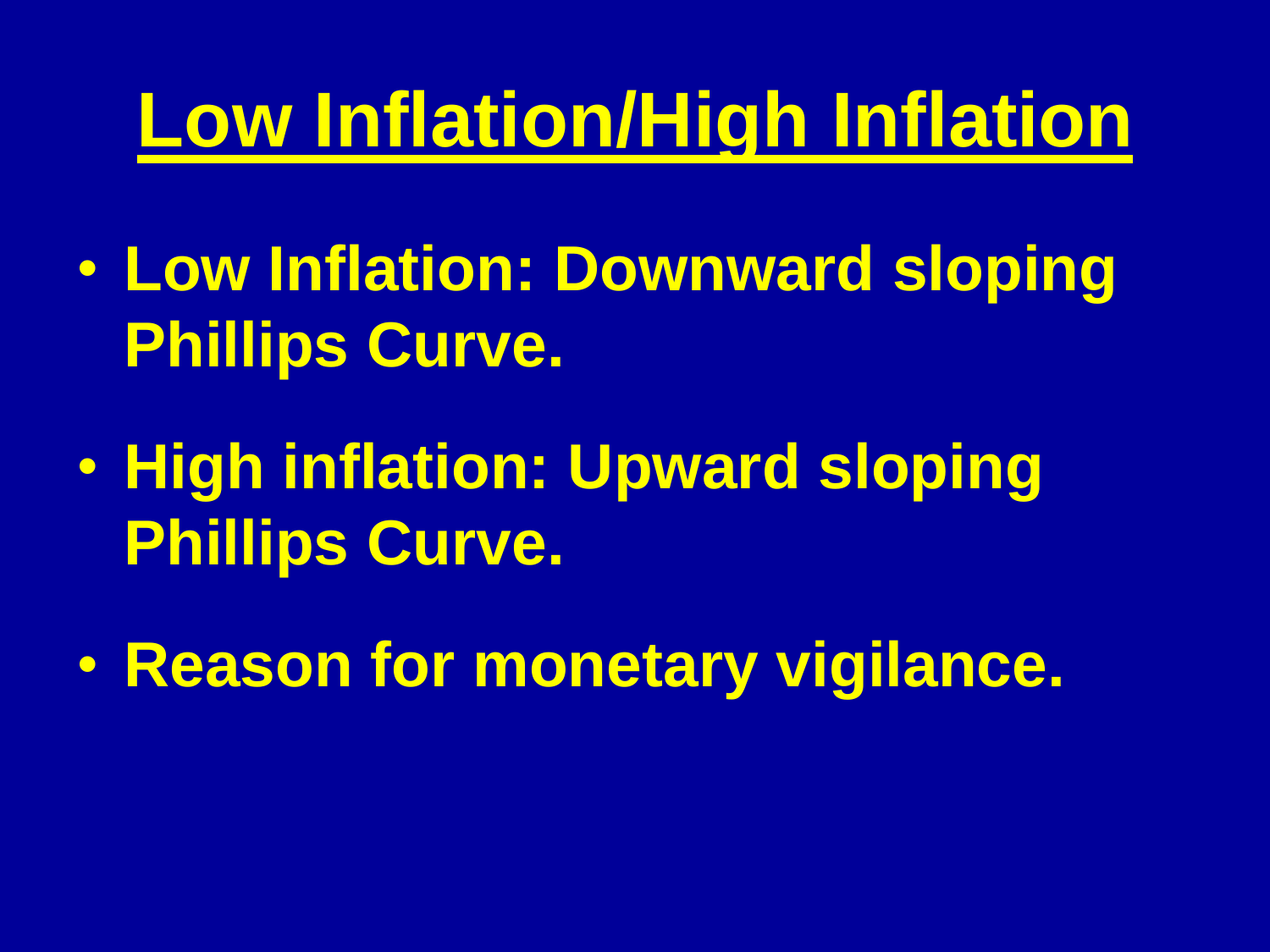# Low Inflation/High Inflation

- Low Inflation: Downward sloping Phillips Curve.
- High inflation: Upward sloping Phillips Curve.
- Reason for monetary vigilance.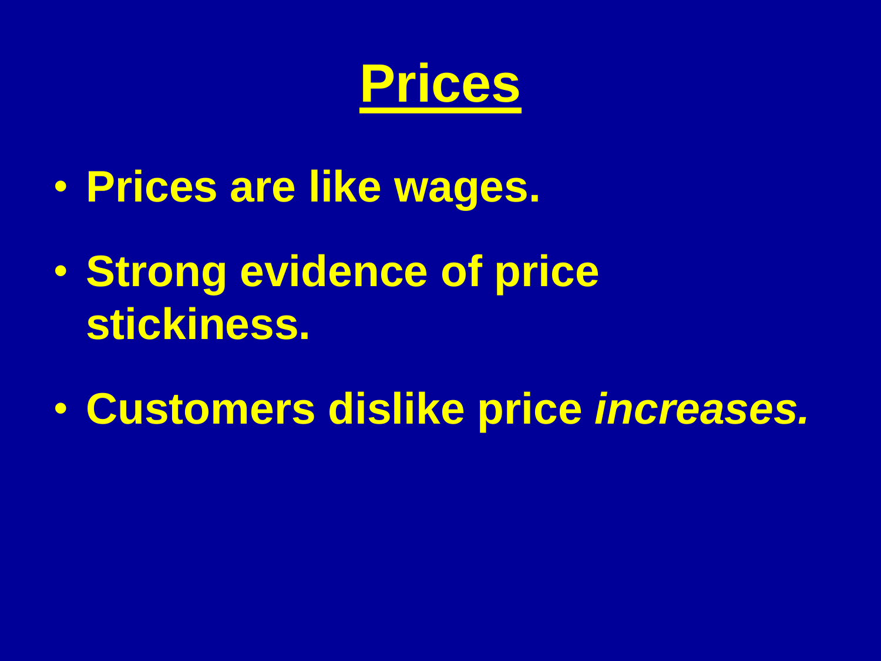# Prices

- **Prices are like wages.**
- **Strong evidence of price stickiness.**
- **Customers dislike price *increases.***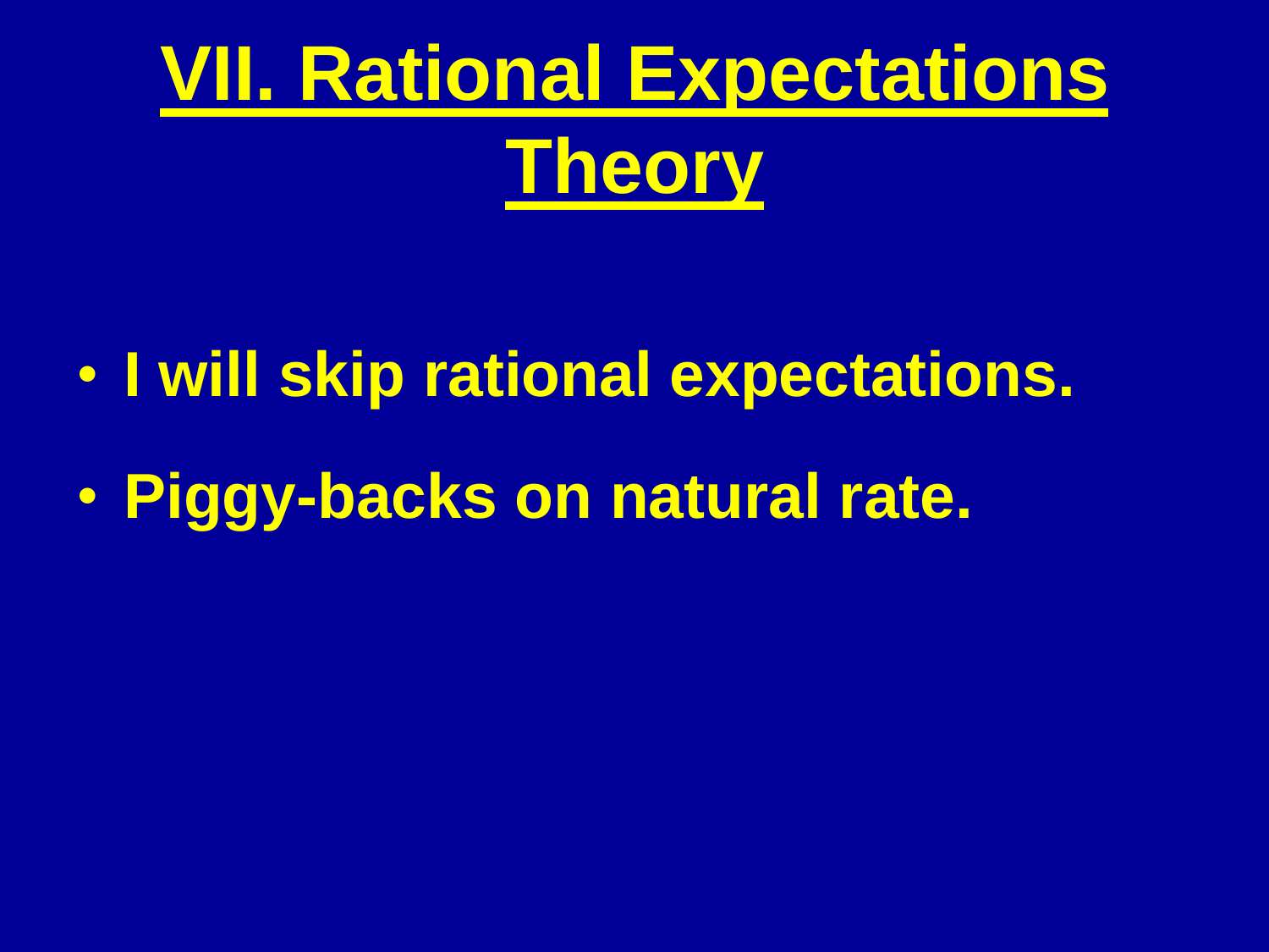# VII. Rational Expectations Theory

- I will skip rational expectations.
- Piggy-backs on natural rate.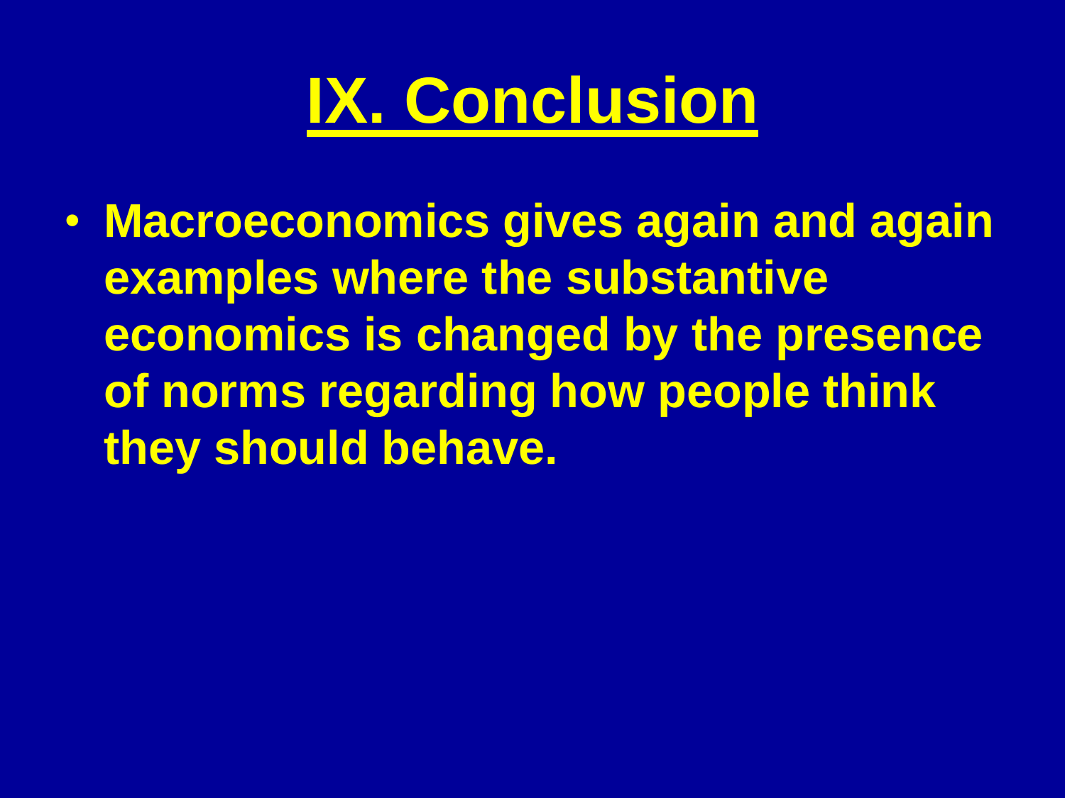# IX. Conclusion

- **Macroeconomics gives again and again examples where the substantive economics is changed by the presence of norms regarding how people think they should behave.**